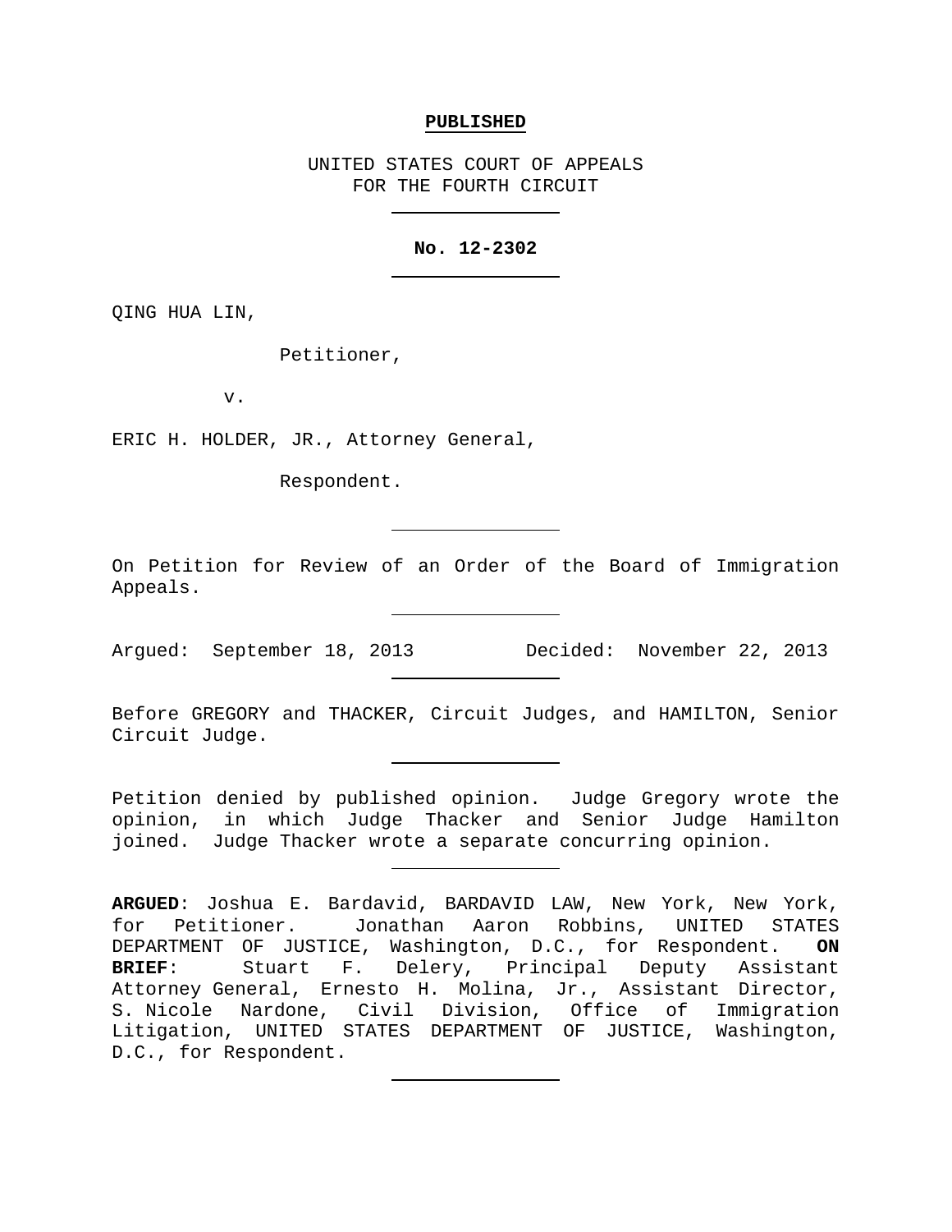**PUBLISHED**

UNITED STATES COURT OF APPEALS
FOR THE FOURTH CIRCUIT

---

**No. 12-2302**

---

QING HUA LIN,

Petitioner,

v.

ERIC H. HOLDER, JR., Attorney General,

Respondent.

---

On Petition for Review of an Order of the Board of Immigration Appeals.

---

Argued: September 18, 2013 Decided: November 22, 2013

---

Before GREGORY and THACKER, Circuit Judges, and HAMILTON, Senior Circuit Judge.

---

Petition denied by published opinion. Judge Gregory wrote the opinion, in which Judge Thacker and Senior Judge Hamilton joined. Judge Thacker wrote a separate concurring opinion.

---

**ARGUED**: Joshua E. Bardavid, BARDAVID LAW, New York, New York, for Petitioner. Jonathan Aaron Robbins, UNITED STATES DEPARTMENT OF JUSTICE, Washington, D.C., for Respondent. **ON BRIEF**: Stuart F. Delery, Principal Deputy Assistant Attorney General, Ernesto H. Molina, Jr., Assistant Director, S. Nicole Nardone, Civil Division, Office of Immigration Litigation, UNITED STATES DEPARTMENT OF JUSTICE, Washington, D.C., for Respondent.

---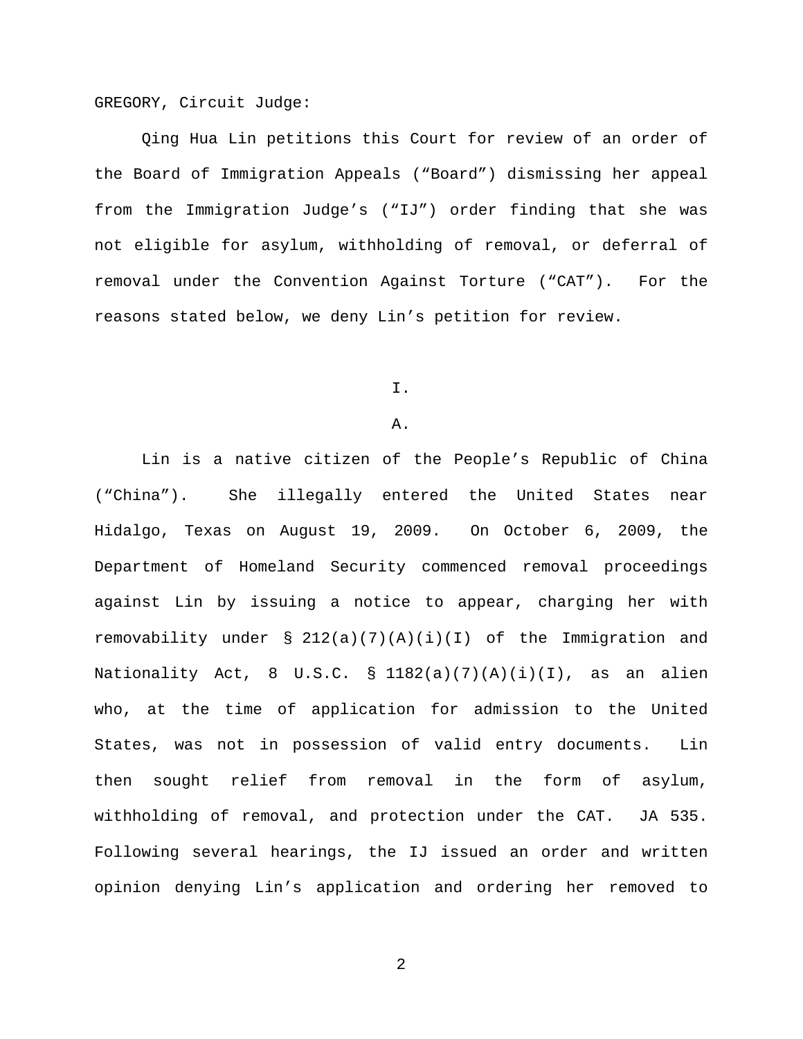GREGORY, Circuit Judge:

Qing Hua Lin petitions this Court for review of an order of the Board of Immigration Appeals ("Board") dismissing her appeal from the Immigration Judge's ("IJ") order finding that she was not eligible for asylum, withholding of removal, or deferral of removal under the Convention Against Torture ("CAT"). For the reasons stated below, we deny Lin's petition for review.

I.

A.

Lin is a native citizen of the People's Republic of China ("China"). She illegally entered the United States near Hidalgo, Texas on August 19, 2009. On October 6, 2009, the Department of Homeland Security commenced removal proceedings against Lin by issuing a notice to appear, charging her with removability under § 212(a)(7)(A)(i)(I) of the Immigration and Nationality Act, 8 U.S.C. § 1182(a)(7)(A)(i)(I), as an alien who, at the time of application for admission to the United States, was not in possession of valid entry documents. Lin then sought relief from removal in the form of asylum, withholding of removal, and protection under the CAT. JA 535. Following several hearings, the IJ issued an order and written opinion denying Lin's application and ordering her removed to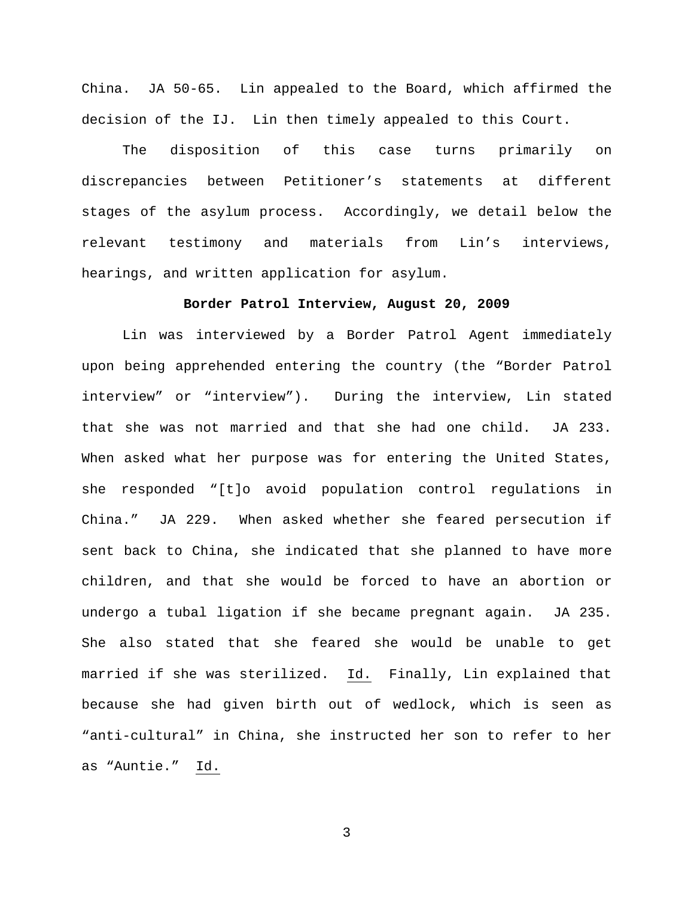China. JA 50-65. Lin appealed to the Board, which affirmed the decision of the IJ. Lin then timely appealed to this Court.

The disposition of this case turns primarily on discrepancies between Petitioner's statements at different stages of the asylum process. Accordingly, we detail below the relevant testimony and materials from Lin's interviews, hearings, and written application for asylum.

**Border Patrol Interview, August 20, 2009**

Lin was interviewed by a Border Patrol Agent immediately upon being apprehended entering the country (the "Border Patrol interview" or "interview"). During the interview, Lin stated that she was not married and that she had one child. JA 233. When asked what her purpose was for entering the United States, she responded "[t]o avoid population control regulations in China." JA 229. When asked whether she feared persecution if sent back to China, she indicated that she planned to have more children, and that she would be forced to have an abortion or undergo a tubal ligation if she became pregnant again. JA 235. She also stated that she feared she would be unable to get married if she was sterilized. Id. Finally, Lin explained that because she had given birth out of wedlock, which is seen as "anti-cultural" in China, she instructed her son to refer to her as "Auntie." Id.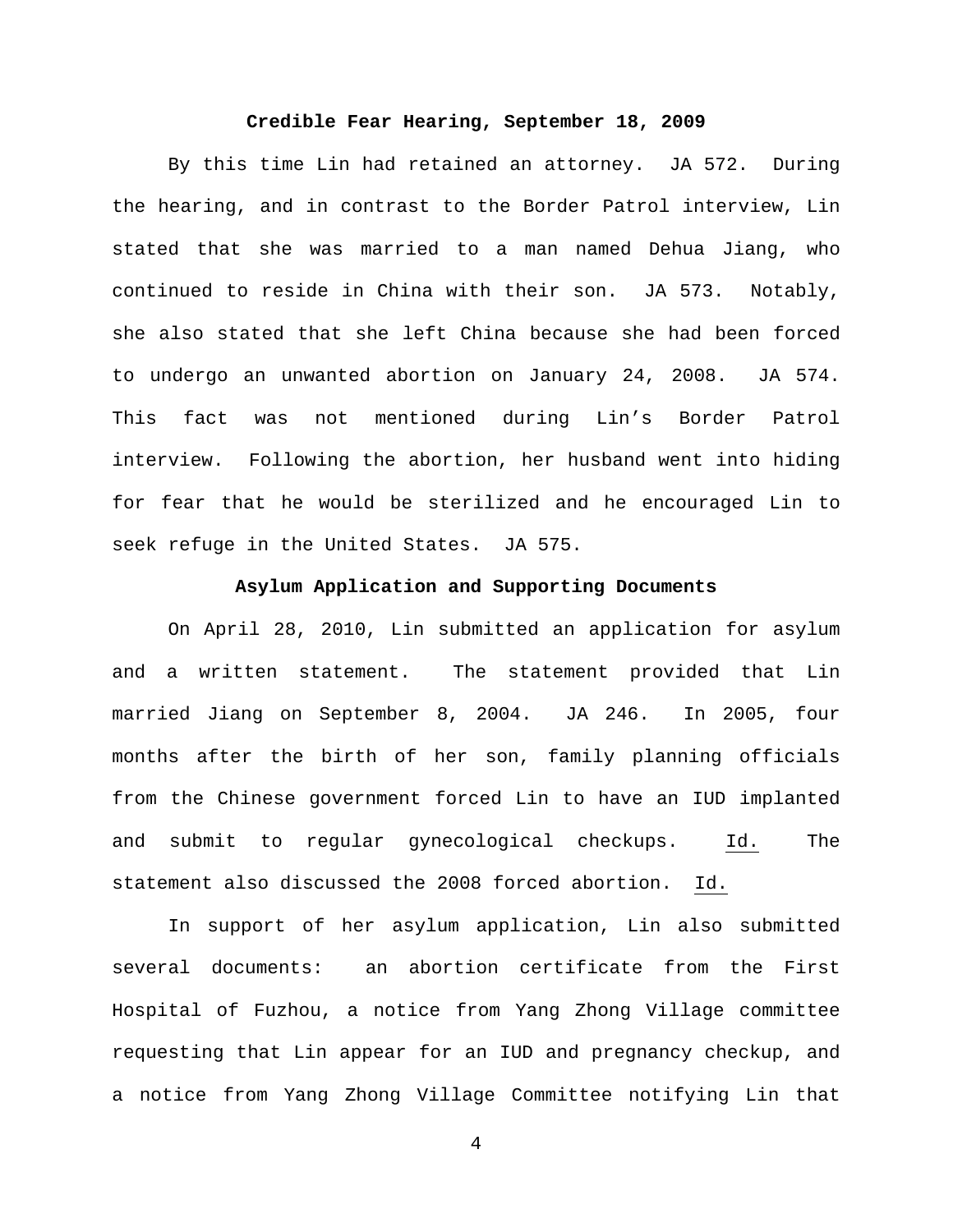**Credible Fear Hearing, September 18, 2009**

By this time Lin had retained an attorney. JA 572. During the hearing, and in contrast to the Border Patrol interview, Lin stated that she was married to a man named Dehua Jiang, who continued to reside in China with their son. JA 573. Notably, she also stated that she left China because she had been forced to undergo an unwanted abortion on January 24, 2008. JA 574. This fact was not mentioned during Lin's Border Patrol interview. Following the abortion, her husband went into hiding for fear that he would be sterilized and he encouraged Lin to seek refuge in the United States. JA 575.

**Asylum Application and Supporting Documents**

On April 28, 2010, Lin submitted an application for asylum and a written statement. The statement provided that Lin married Jiang on September 8, 2004. JA 246. In 2005, four months after the birth of her son, family planning officials from the Chinese government forced Lin to have an IUD implanted and submit to regular gynecological checkups. Id. The statement also discussed the 2008 forced abortion. Id.

In support of her asylum application, Lin also submitted several documents: an abortion certificate from the First Hospital of Fuzhou, a notice from Yang Zhong Village committee requesting that Lin appear for an IUD and pregnancy checkup, and a notice from Yang Zhong Village Committee notifying Lin that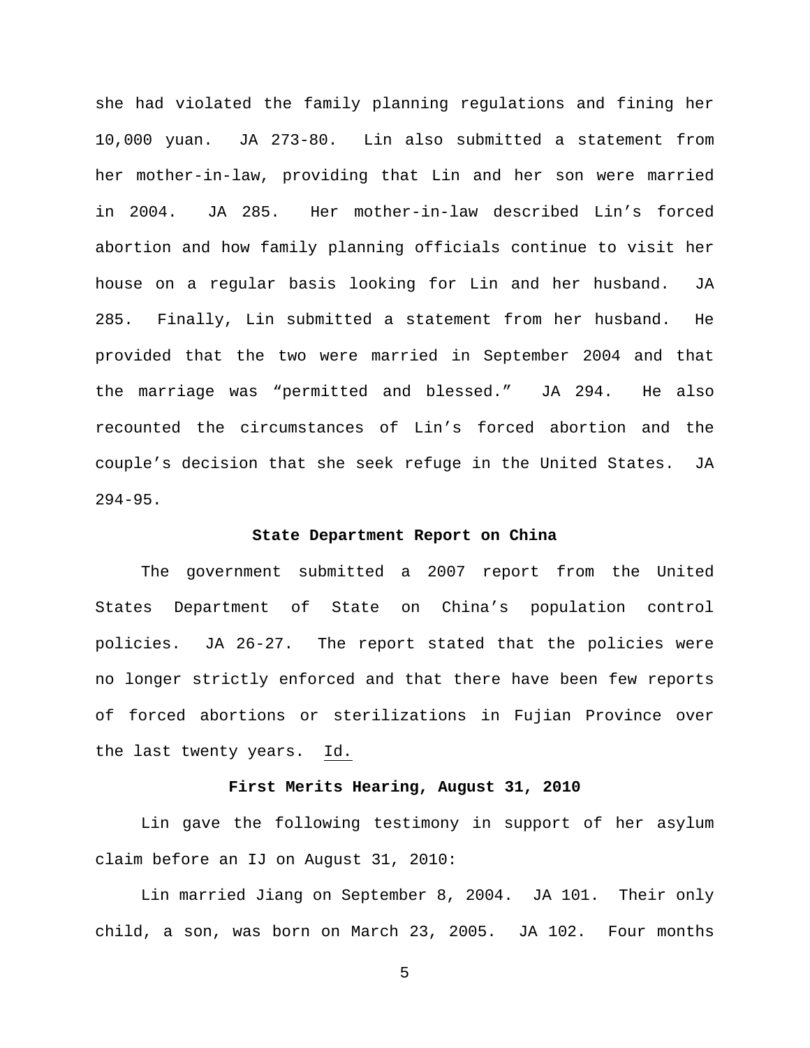she had violated the family planning regulations and fining her 10,000 yuan. JA 273-80. Lin also submitted a statement from her mother-in-law, providing that Lin and her son were married in 2004. JA 285. Her mother-in-law described Lin's forced abortion and how family planning officials continue to visit her house on a regular basis looking for Lin and her husband. JA 285. Finally, Lin submitted a statement from her husband. He provided that the two were married in September 2004 and that the marriage was "permitted and blessed." JA 294. He also recounted the circumstances of Lin's forced abortion and the couple's decision that she seek refuge in the United States. JA 294-95.

**State Department Report on China**

The government submitted a 2007 report from the United States Department of State on China's population control policies. JA 26-27. The report stated that the policies were no longer strictly enforced and that there have been few reports of forced abortions or sterilizations in Fujian Province over the last twenty years. Id.

**First Merits Hearing, August 31, 2010**

Lin gave the following testimony in support of her asylum claim before an IJ on August 31, 2010:

Lin married Jiang on September 8, 2004. JA 101. Their only child, a son, was born on March 23, 2005. JA 102. Four months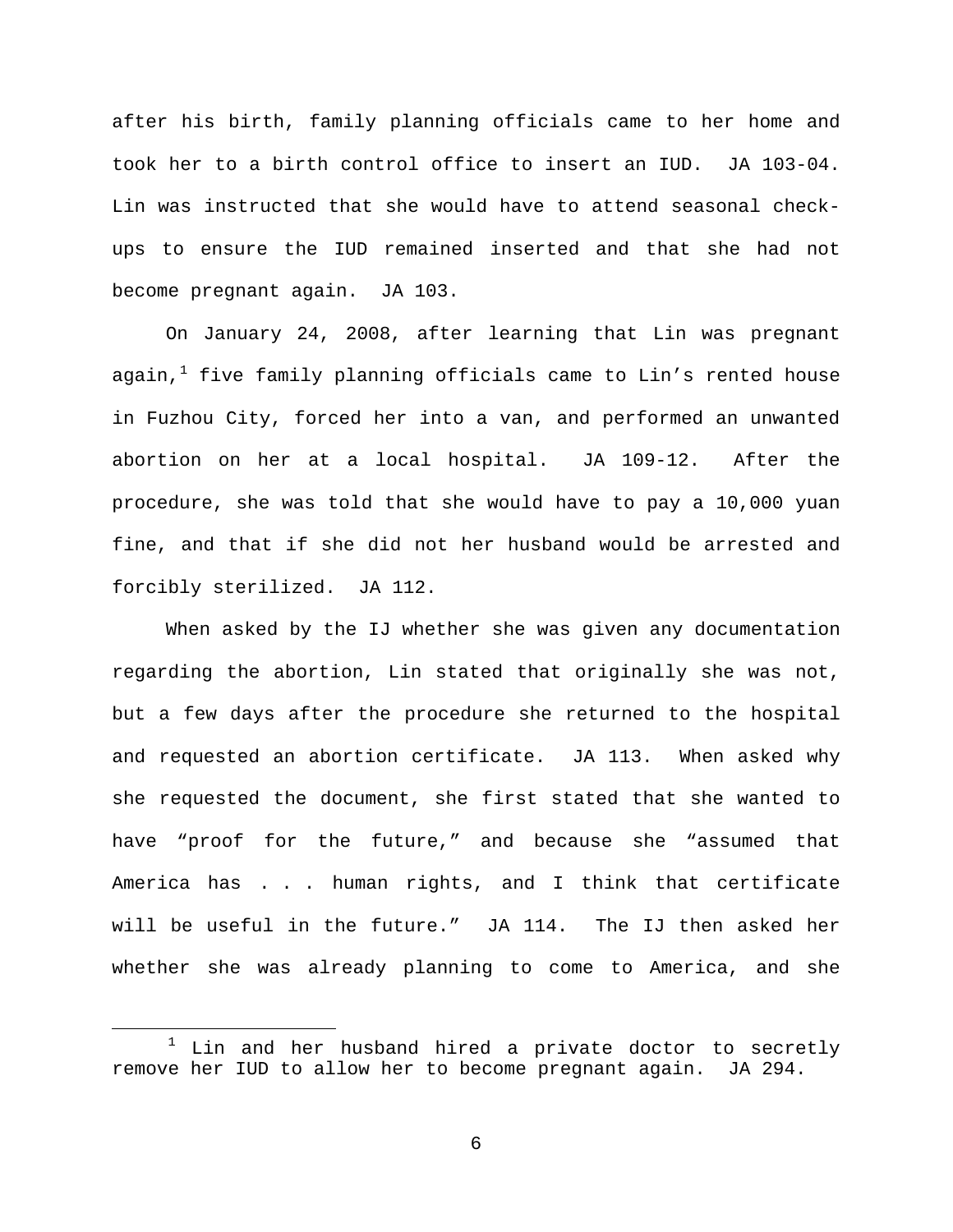after his birth, family planning officials came to her home and took her to a birth control office to insert an IUD. JA 103-04. Lin was instructed that she would have to attend seasonal check-ups to ensure the IUD remained inserted and that she had not become pregnant again. JA 103.

On January 24, 2008, after learning that Lin was pregnant again,[1] five family planning officials came to Lin's rented house in Fuzhou City, forced her into a van, and performed an unwanted abortion on her at a local hospital. JA 109-12. After the procedure, she was told that she would have to pay a 10,000 yuan fine, and that if she did not her husband would be arrested and forcibly sterilized. JA 112.

When asked by the IJ whether she was given any documentation regarding the abortion, Lin stated that originally she was not, but a few days after the procedure she returned to the hospital and requested an abortion certificate. JA 113. When asked why she requested the document, she first stated that she wanted to have "proof for the future," and because she "assumed that America has . . . human rights, and I think that certificate will be useful in the future." JA 114. The IJ then asked her whether she was already planning to come to America, and she

[1] Lin and her husband hired a private doctor to secretly remove her IUD to allow her to become pregnant again. JA 294.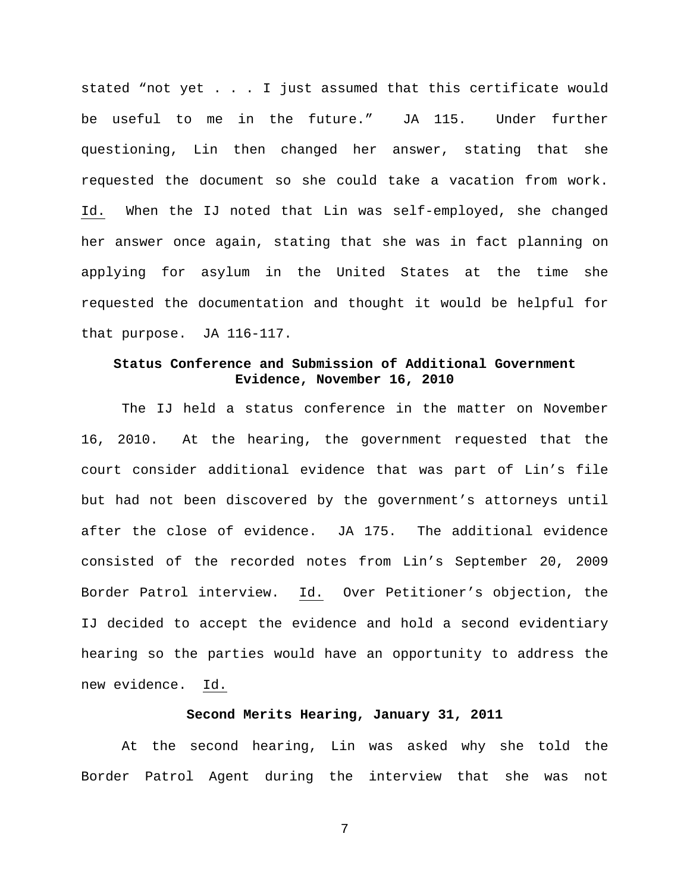stated "not yet . . . I just assumed that this certificate would be useful to me in the future." JA 115. Under further questioning, Lin then changed her answer, stating that she requested the document so she could take a vacation from work. Id. When the IJ noted that Lin was self-employed, she changed her answer once again, stating that she was in fact planning on applying for asylum in the United States at the time she requested the documentation and thought it would be helpful for that purpose. JA 116-117.

**Status Conference and Submission of Additional Government Evidence, November 16, 2010**

The IJ held a status conference in the matter on November 16, 2010. At the hearing, the government requested that the court consider additional evidence that was part of Lin's file but had not been discovered by the government's attorneys until after the close of evidence. JA 175. The additional evidence consisted of the recorded notes from Lin's September 20, 2009 Border Patrol interview. Id. Over Petitioner's objection, the IJ decided to accept the evidence and hold a second evidentiary hearing so the parties would have an opportunity to address the new evidence. Id.

**Second Merits Hearing, January 31, 2011**

At the second hearing, Lin was asked why she told the Border Patrol Agent during the interview that she was not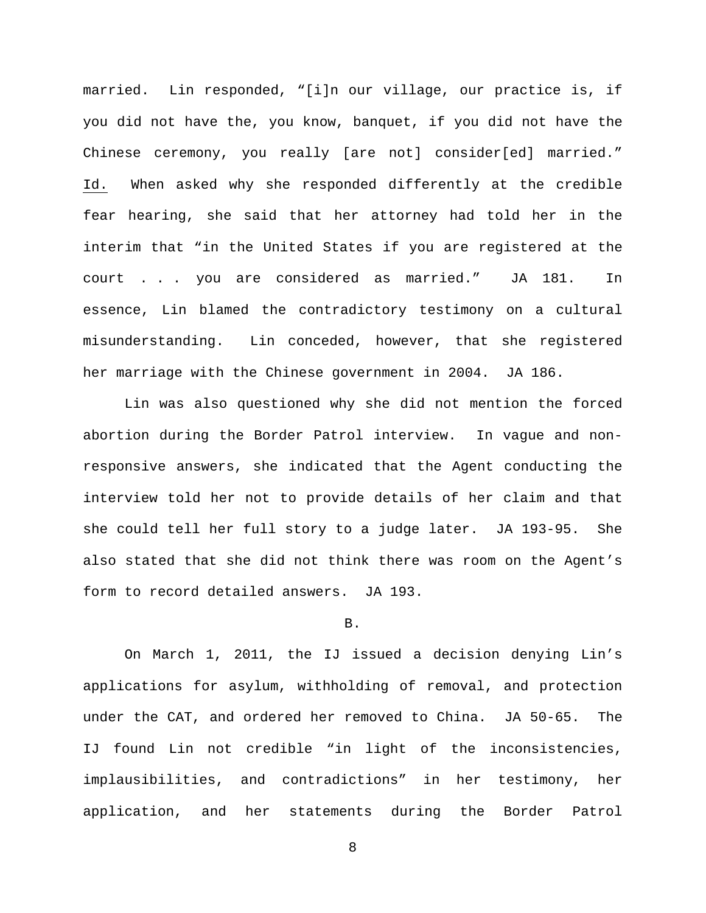married. Lin responded, "[i]n our village, our practice is, if you did not have the, you know, banquet, if you did not have the Chinese ceremony, you really [are not] consider[ed] married." Id. When asked why she responded differently at the credible fear hearing, she said that her attorney had told her in the interim that "in the United States if you are registered at the court . . . you are considered as married." JA 181. In essence, Lin blamed the contradictory testimony on a cultural misunderstanding. Lin conceded, however, that she registered her marriage with the Chinese government in 2004. JA 186.

Lin was also questioned why she did not mention the forced abortion during the Border Patrol interview. In vague and non-responsive answers, she indicated that the Agent conducting the interview told her not to provide details of her claim and that she could tell her full story to a judge later. JA 193-95. She also stated that she did not think there was room on the Agent's form to record detailed answers. JA 193.

B.

On March 1, 2011, the IJ issued a decision denying Lin's applications for asylum, withholding of removal, and protection under the CAT, and ordered her removed to China. JA 50-65. The IJ found Lin not credible "in light of the inconsistencies, implausibilities, and contradictions" in her testimony, her application, and her statements during the Border Patrol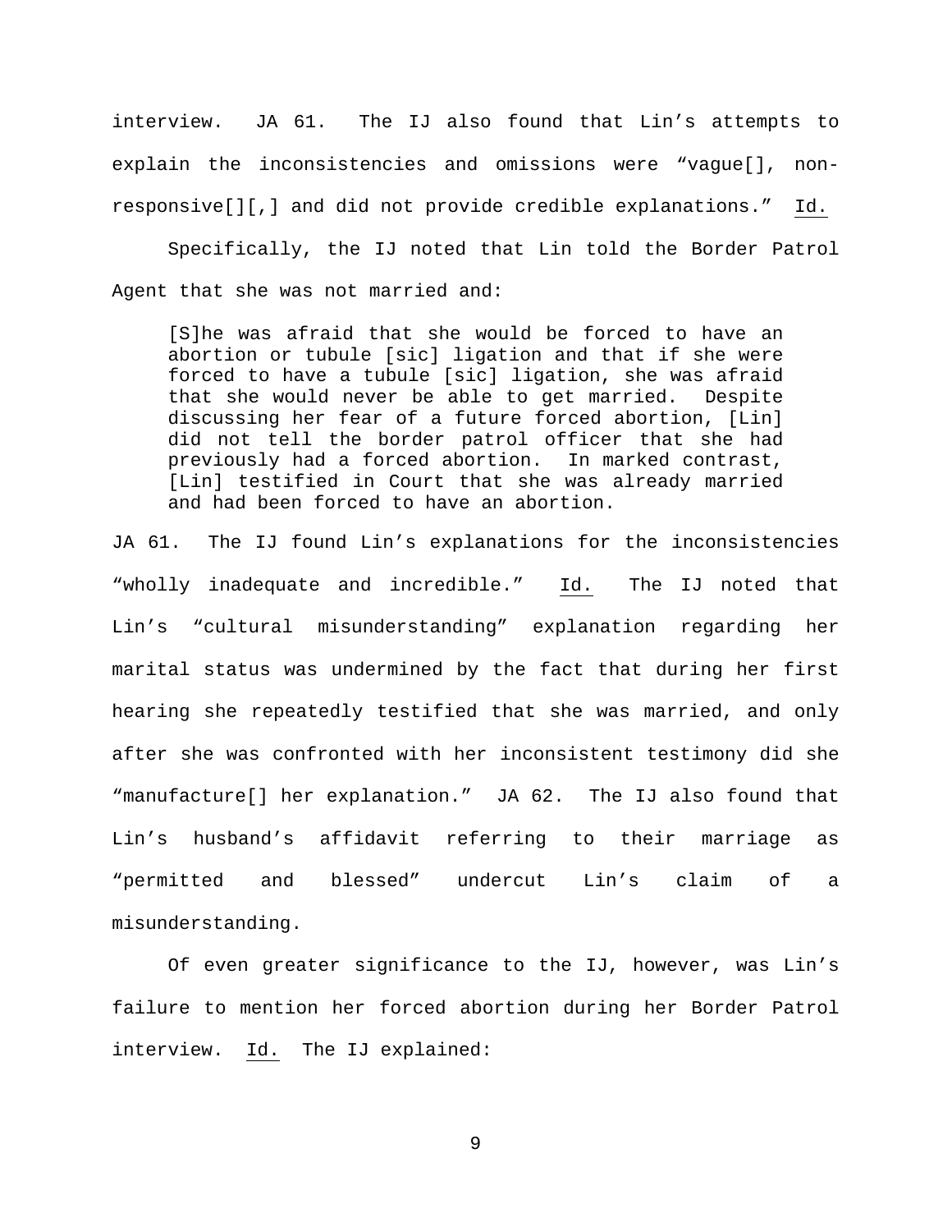interview. JA 61. The IJ also found that Lin's attempts to explain the inconsistencies and omissions were "vague[], non-responsive[][,] and did not provide credible explanations." Id.

Specifically, the IJ noted that Lin told the Border Patrol Agent that she was not married and:

> [S]he was afraid that she would be forced to have an abortion or tubule [sic] ligation and that if she were forced to have a tubule [sic] ligation, she was afraid that she would never be able to get married. Despite discussing her fear of a future forced abortion, [Lin] did not tell the border patrol officer that she had previously had a forced abortion. In marked contrast, [Lin] testified in Court that she was already married and had been forced to have an abortion.

JA 61. The IJ found Lin's explanations for the inconsistencies "wholly inadequate and incredible." Id. The IJ noted that Lin's "cultural misunderstanding" explanation regarding her marital status was undermined by the fact that during her first hearing she repeatedly testified that she was married, and only after she was confronted with her inconsistent testimony did she "manufacture[] her explanation." JA 62. The IJ also found that Lin's husband's affidavit referring to their marriage as "permitted and blessed" undercut Lin's claim of a misunderstanding.

Of even greater significance to the IJ, however, was Lin's failure to mention her forced abortion during her Border Patrol interview. Id. The IJ explained: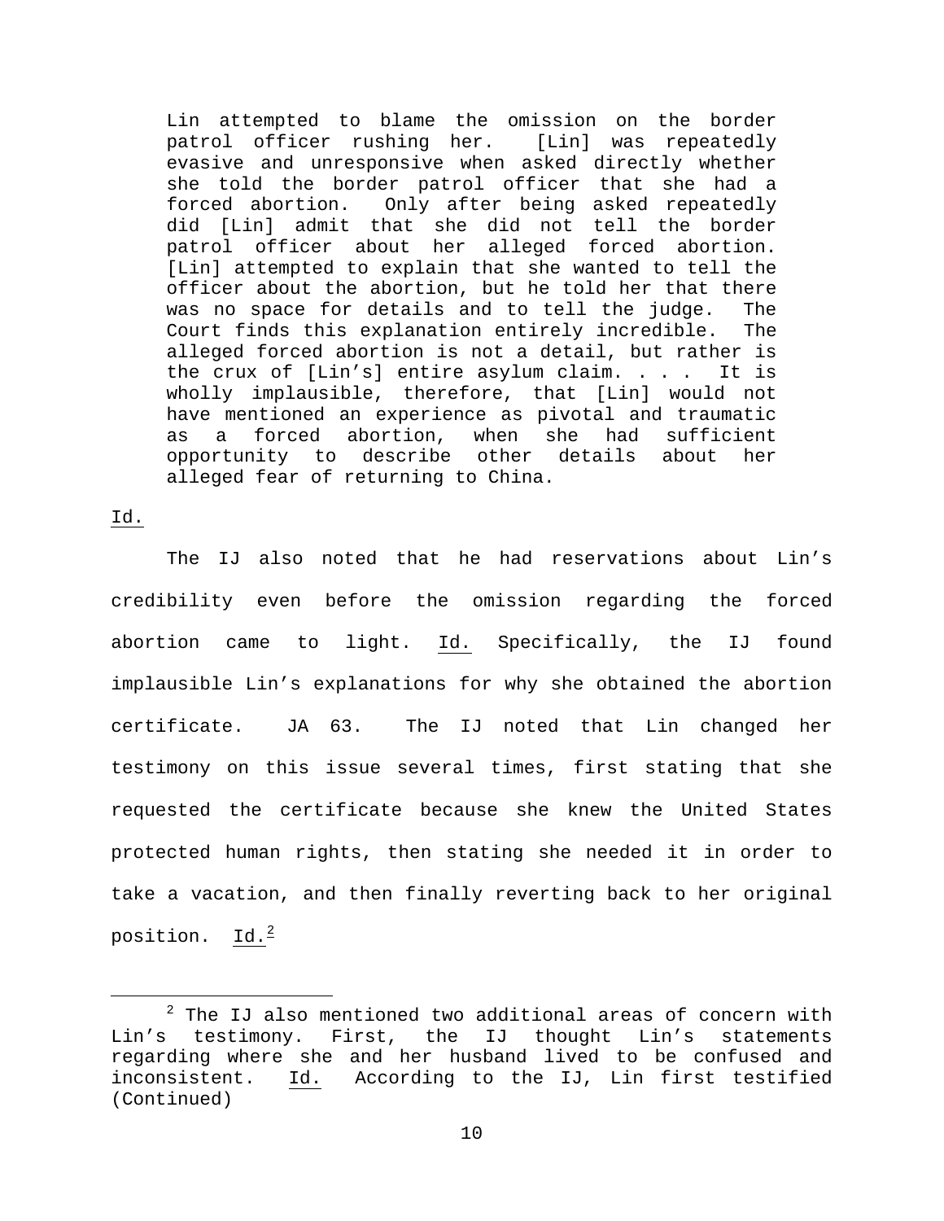> Lin attempted to blame the omission on the border patrol officer rushing her. [Lin] was repeatedly evasive and unresponsive when asked directly whether she told the border patrol officer that she had a forced abortion. Only after being asked repeatedly did [Lin] admit that she did not tell the border patrol officer about her alleged forced abortion. [Lin] attempted to explain that she wanted to tell the officer about the abortion, but he told her that there was no space for details and to tell the judge. The Court finds this explanation entirely incredible. The alleged forced abortion is not a detail, but rather is the crux of [Lin's] entire asylum claim. . . . It is wholly implausible, therefore, that [Lin] would not have mentioned an experience as pivotal and traumatic as a forced abortion, when she had sufficient opportunity to describe other details about her alleged fear of returning to China.

Id.

The IJ also noted that he had reservations about Lin's credibility even before the omission regarding the forced abortion came to light. Id. Specifically, the IJ found implausible Lin's explanations for why she obtained the abortion certificate. JA 63. The IJ noted that Lin changed her testimony on this issue several times, first stating that she requested the certificate because she knew the United States protected human rights, then stating she needed it in order to take a vacation, and then finally reverting back to her original position. Id.[2]

---

[2] The IJ also mentioned two additional areas of concern with Lin's testimony. First, the IJ thought Lin's statements regarding where she and her husband lived to be confused and inconsistent. Id. According to the IJ, Lin first testified (Continued)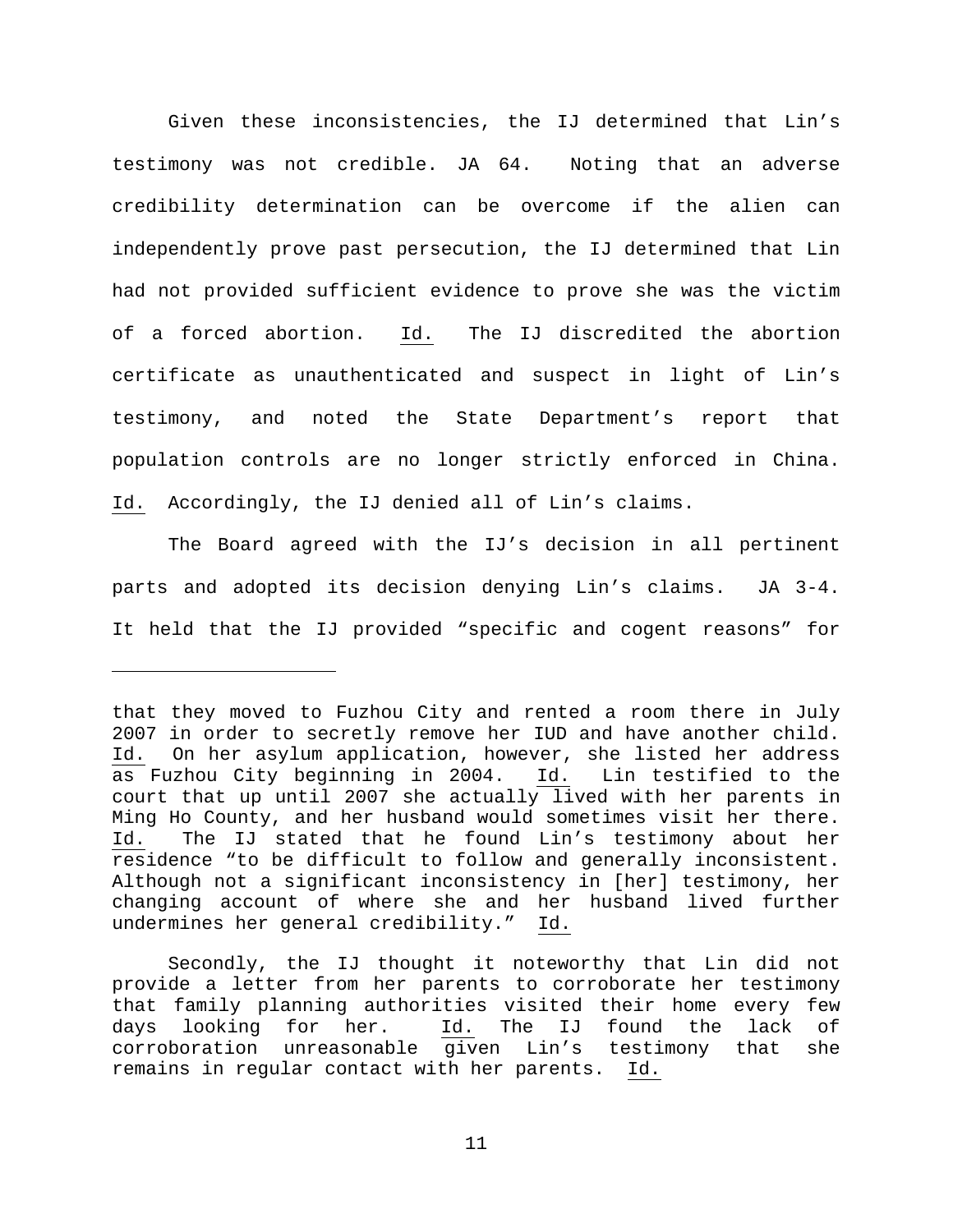Given these inconsistencies, the IJ determined that Lin's testimony was not credible. JA 64. Noting that an adverse credibility determination can be overcome if the alien can independently prove past persecution, the IJ determined that Lin had not provided sufficient evidence to prove she was the victim of a forced abortion. Id. The IJ discredited the abortion certificate as unauthenticated and suspect in light of Lin's testimony, and noted the State Department's report that population controls are no longer strictly enforced in China. Id. Accordingly, the IJ denied all of Lin's claims.

The Board agreed with the IJ's decision in all pertinent parts and adopted its decision denying Lin's claims. JA 3-4. It held that the IJ provided "specific and cogent reasons" for

---

that they moved to Fuzhou City and rented a room there in July 2007 in order to secretly remove her IUD and have another child. Id. On her asylum application, however, she listed her address as Fuzhou City beginning in 2004. Id. Lin testified to the court that up until 2007 she actually lived with her parents in Ming Ho County, and her husband would sometimes visit her there. Id. The IJ stated that he found Lin's testimony about her residence "to be difficult to follow and generally inconsistent. Although not a significant inconsistency in [her] testimony, her changing account of where she and her husband lived further undermines her general credibility." Id.

Secondly, the IJ thought it noteworthy that Lin did not provide a letter from her parents to corroborate her testimony that family planning authorities visited their home every few days looking for her. Id. The IJ found the lack of corroboration unreasonable given Lin's testimony that she remains in regular contact with her parents. Id.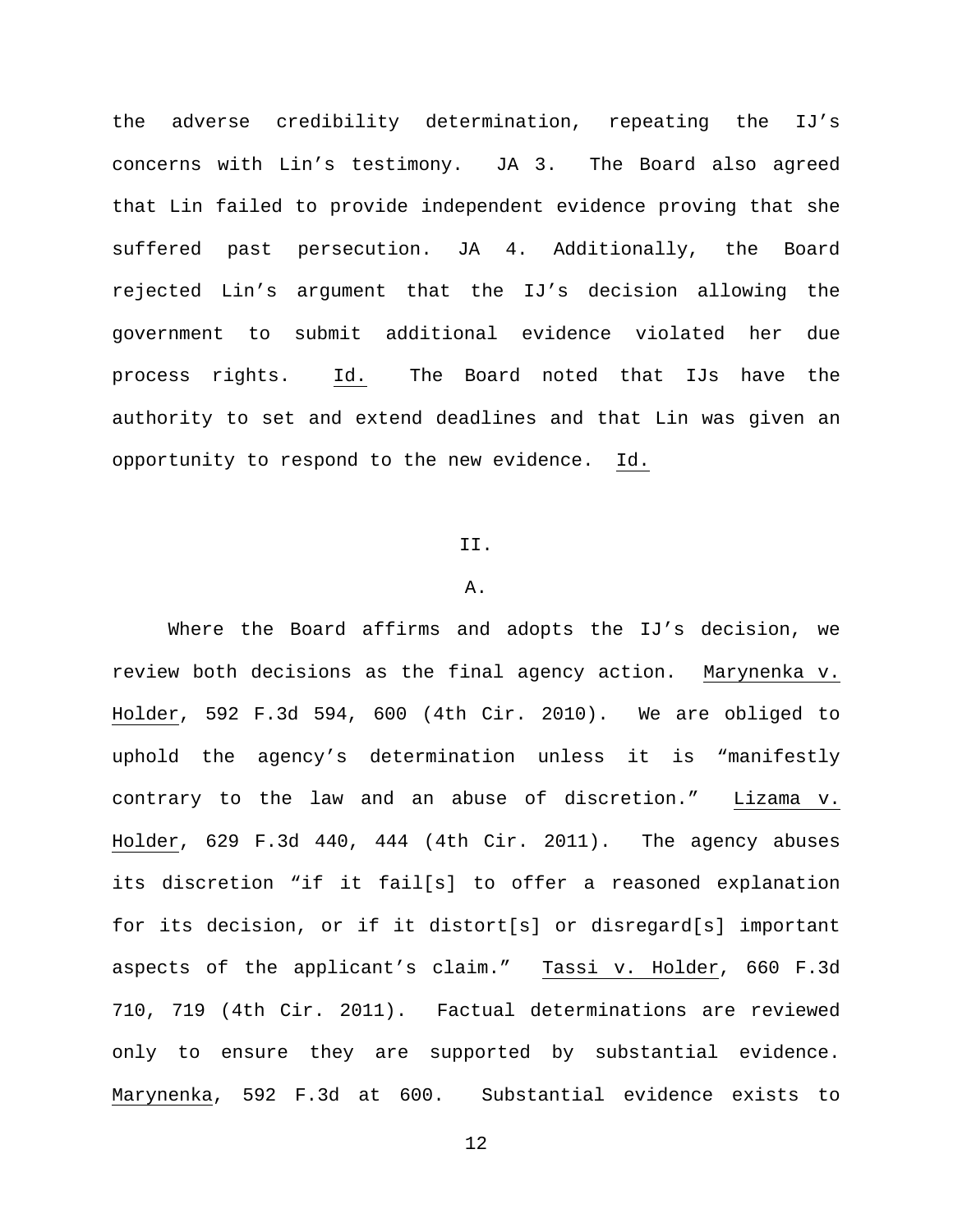the adverse credibility determination, repeating the IJ's concerns with Lin's testimony. JA 3. The Board also agreed that Lin failed to provide independent evidence proving that she suffered past persecution. JA 4. Additionally, the Board rejected Lin's argument that the IJ's decision allowing the government to submit additional evidence violated her due process rights. Id. The Board noted that IJs have the authority to set and extend deadlines and that Lin was given an opportunity to respond to the new evidence. Id.

## II.

### A.

Where the Board affirms and adopts the IJ's decision, we review both decisions as the final agency action. Marynenka v. Holder, 592 F.3d 594, 600 (4th Cir. 2010). We are obliged to uphold the agency's determination unless it is "manifestly contrary to the law and an abuse of discretion." Lizama v. Holder, 629 F.3d 440, 444 (4th Cir. 2011). The agency abuses its discretion "if it fail[s] to offer a reasoned explanation for its decision, or if it distort[s] or disregard[s] important aspects of the applicant's claim." Tassi v. Holder, 660 F.3d 710, 719 (4th Cir. 2011). Factual determinations are reviewed only to ensure they are supported by substantial evidence. Marynenka, 592 F.3d at 600. Substantial evidence exists to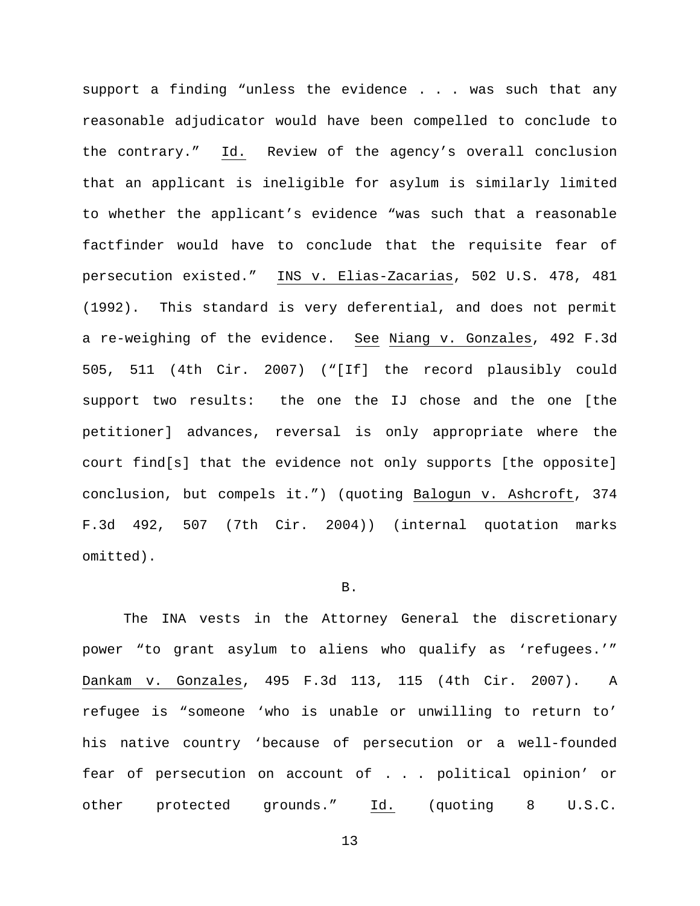support a finding "unless the evidence . . . was such that any reasonable adjudicator would have been compelled to conclude to the contrary." Id. Review of the agency's overall conclusion that an applicant is ineligible for asylum is similarly limited to whether the applicant's evidence "was such that a reasonable factfinder would have to conclude that the requisite fear of persecution existed." INS v. Elias-Zacarias, 502 U.S. 478, 481 (1992). This standard is very deferential, and does not permit a re-weighing of the evidence. See Niang v. Gonzales, 492 F.3d 505, 511 (4th Cir. 2007) ("[If] the record plausibly could support two results: the one the IJ chose and the one [the petitioner] advances, reversal is only appropriate where the court find[s] that the evidence not only supports [the opposite] conclusion, but compels it.") (quoting Balogun v. Ashcroft, 374 F.3d 492, 507 (7th Cir. 2004)) (internal quotation marks omitted).

B.

The INA vests in the Attorney General the discretionary power "to grant asylum to aliens who qualify as 'refugees.'" Dankam v. Gonzales, 495 F.3d 113, 115 (4th Cir. 2007). A refugee is "someone 'who is unable or unwilling to return to' his native country 'because of persecution or a well-founded fear of persecution on account of . . . political opinion' or other protected grounds." Id. (quoting 8 U.S.C.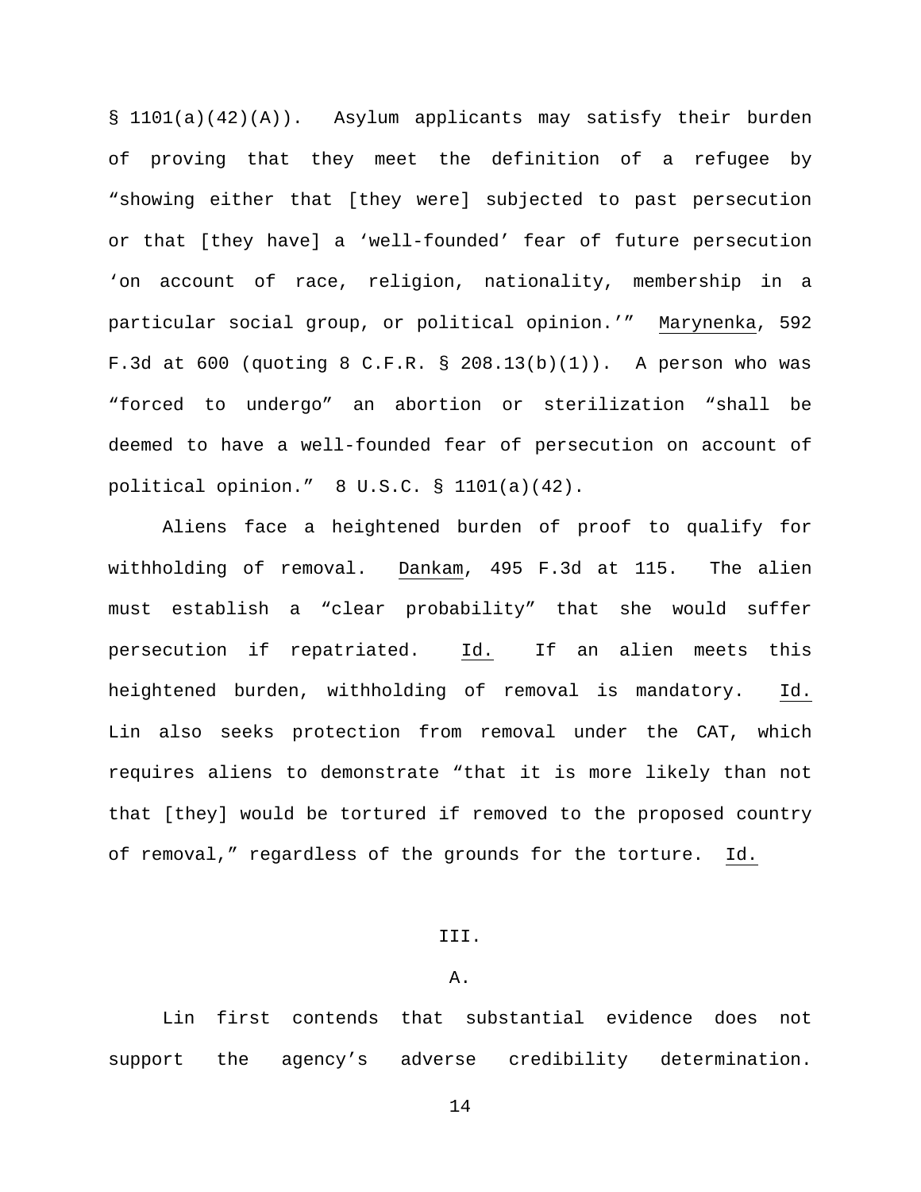§ 1101(a)(42)(A)). Asylum applicants may satisfy their burden of proving that they meet the definition of a refugee by "showing either that [they were] subjected to past persecution or that [they have] a 'well-founded' fear of future persecution 'on account of race, religion, nationality, membership in a particular social group, or political opinion.'" Marynenka, 592 F.3d at 600 (quoting 8 C.F.R. § 208.13(b)(1)). A person who was "forced to undergo" an abortion or sterilization "shall be deemed to have a well-founded fear of persecution on account of political opinion." 8 U.S.C. § 1101(a)(42).

Aliens face a heightened burden of proof to qualify for withholding of removal. Dankam, 495 F.3d at 115. The alien must establish a "clear probability" that she would suffer persecution if repatriated. Id. If an alien meets this heightened burden, withholding of removal is mandatory. Id. Lin also seeks protection from removal under the CAT, which requires aliens to demonstrate "that it is more likely than not that [they] would be tortured if removed to the proposed country of removal," regardless of the grounds for the torture. Id.

## III.

### A.

Lin first contends that substantial evidence does not support the agency's adverse credibility determination.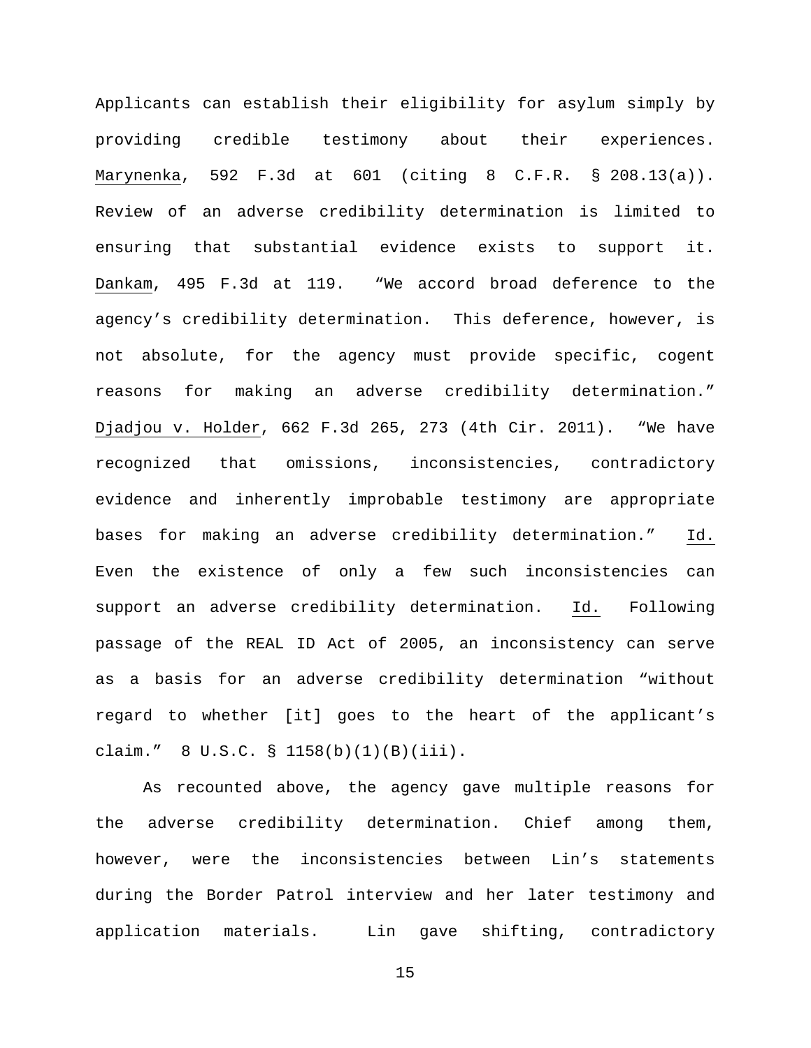Applicants can establish their eligibility for asylum simply by providing credible testimony about their experiences. Marynenka, 592 F.3d at 601 (citing 8 C.F.R. § 208.13(a)). Review of an adverse credibility determination is limited to ensuring that substantial evidence exists to support it. Dankam, 495 F.3d at 119. "We accord broad deference to the agency's credibility determination. This deference, however, is not absolute, for the agency must provide specific, cogent reasons for making an adverse credibility determination." Djadjou v. Holder, 662 F.3d 265, 273 (4th Cir. 2011). "We have recognized that omissions, inconsistencies, contradictory evidence and inherently improbable testimony are appropriate bases for making an adverse credibility determination." Id. Even the existence of only a few such inconsistencies can support an adverse credibility determination. Id. Following passage of the REAL ID Act of 2005, an inconsistency can serve as a basis for an adverse credibility determination "without regard to whether [it] goes to the heart of the applicant's claim." 8 U.S.C. § 1158(b)(1)(B)(iii).

As recounted above, the agency gave multiple reasons for the adverse credibility determination. Chief among them, however, were the inconsistencies between Lin's statements during the Border Patrol interview and her later testimony and application materials. Lin gave shifting, contradictory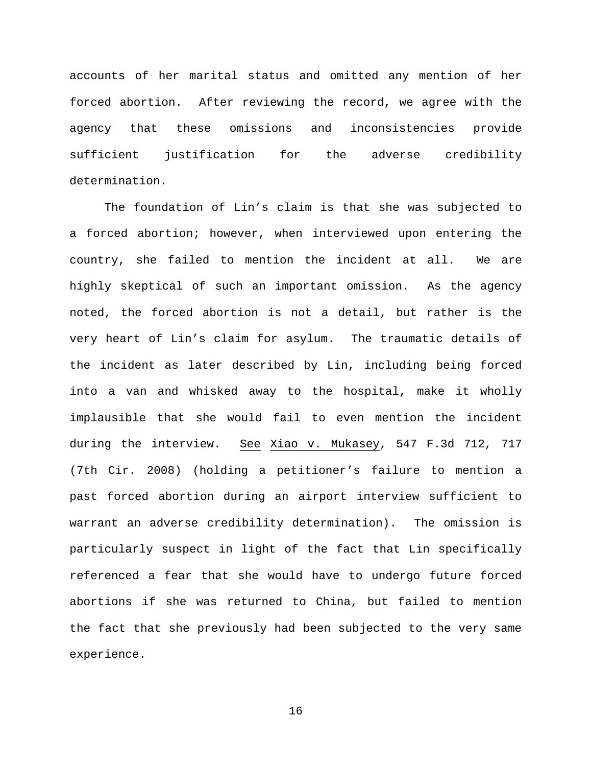accounts of her marital status and omitted any mention of her forced abortion. After reviewing the record, we agree with the agency that these omissions and inconsistencies provide sufficient justification for the adverse credibility determination.

The foundation of Lin's claim is that she was subjected to a forced abortion; however, when interviewed upon entering the country, she failed to mention the incident at all. We are highly skeptical of such an important omission. As the agency noted, the forced abortion is not a detail, but rather is the very heart of Lin's claim for asylum. The traumatic details of the incident as later described by Lin, including being forced into a van and whisked away to the hospital, make it wholly implausible that she would fail to even mention the incident during the interview. See Xiao v. Mukasey, 547 F.3d 712, 717 (7th Cir. 2008) (holding a petitioner's failure to mention a past forced abortion during an airport interview sufficient to warrant an adverse credibility determination). The omission is particularly suspect in light of the fact that Lin specifically referenced a fear that she would have to undergo future forced abortions if she was returned to China, but failed to mention the fact that she previously had been subjected to the very same experience.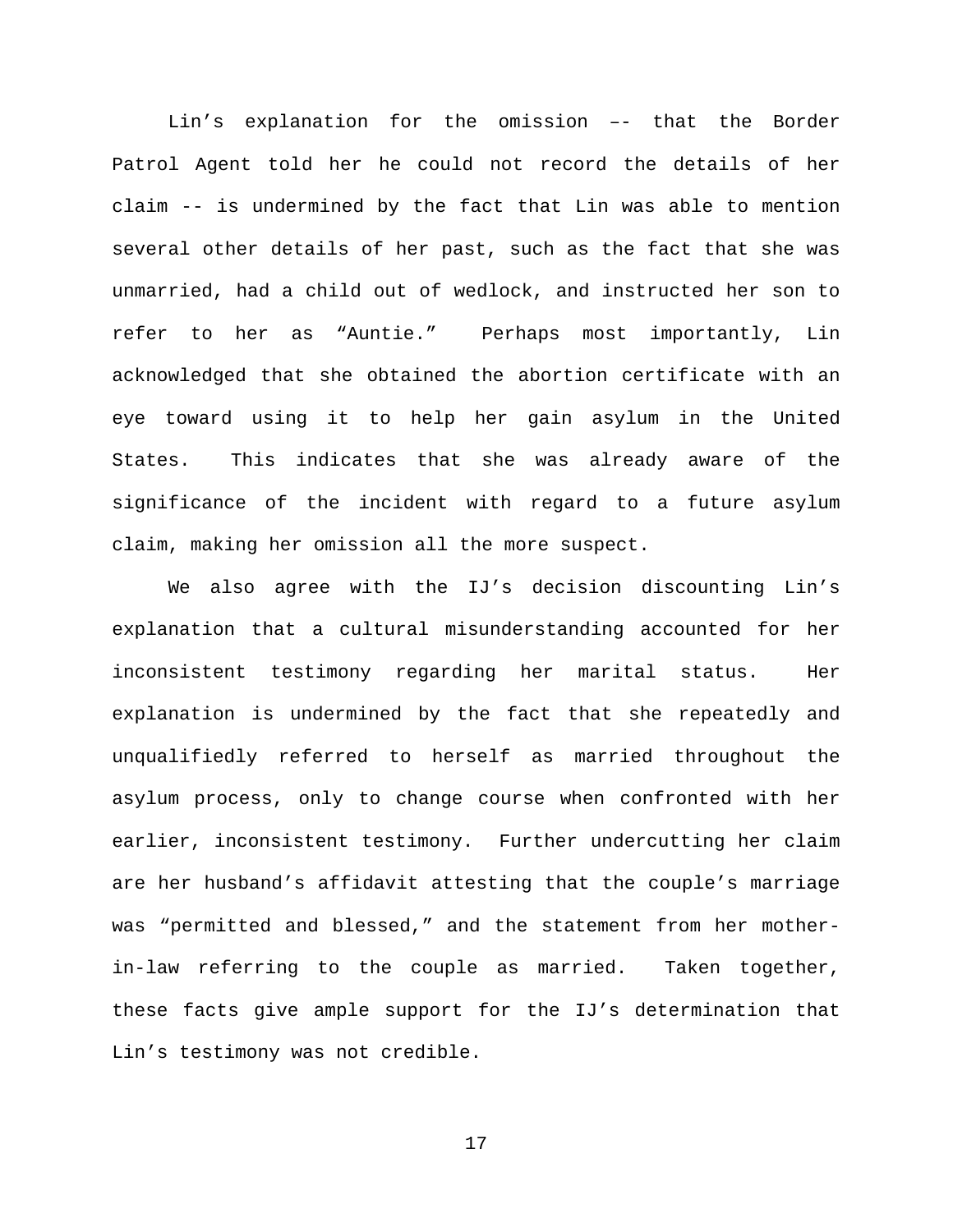Lin's explanation for the omission –- that the Border Patrol Agent told her he could not record the details of her claim -- is undermined by the fact that Lin was able to mention several other details of her past, such as the fact that she was unmarried, had a child out of wedlock, and instructed her son to refer to her as "Auntie." Perhaps most importantly, Lin acknowledged that she obtained the abortion certificate with an eye toward using it to help her gain asylum in the United States. This indicates that she was already aware of the significance of the incident with regard to a future asylum claim, making her omission all the more suspect.

We also agree with the IJ's decision discounting Lin's explanation that a cultural misunderstanding accounted for her inconsistent testimony regarding her marital status. Her explanation is undermined by the fact that she repeatedly and unqualifiedly referred to herself as married throughout the asylum process, only to change course when confronted with her earlier, inconsistent testimony. Further undercutting her claim are her husband's affidavit attesting that the couple's marriage was "permitted and blessed," and the statement from her mother-in-law referring to the couple as married. Taken together, these facts give ample support for the IJ's determination that Lin's testimony was not credible.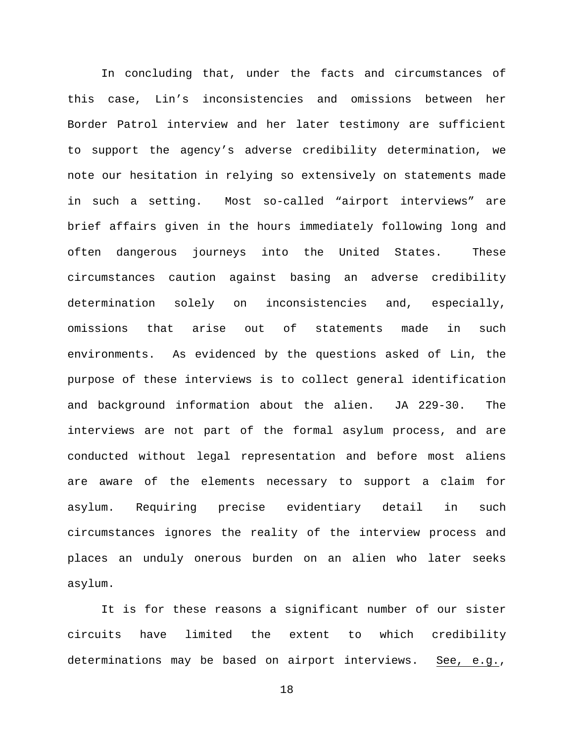In concluding that, under the facts and circumstances of this case, Lin's inconsistencies and omissions between her Border Patrol interview and her later testimony are sufficient to support the agency's adverse credibility determination, we note our hesitation in relying so extensively on statements made in such a setting. Most so-called "airport interviews" are brief affairs given in the hours immediately following long and often dangerous journeys into the United States. These circumstances caution against basing an adverse credibility determination solely on inconsistencies and, especially, omissions that arise out of statements made in such environments. As evidenced by the questions asked of Lin, the purpose of these interviews is to collect general identification and background information about the alien. JA 229-30. The interviews are not part of the formal asylum process, and are conducted without legal representation and before most aliens are aware of the elements necessary to support a claim for asylum. Requiring precise evidentiary detail in such circumstances ignores the reality of the interview process and places an unduly onerous burden on an alien who later seeks asylum.

It is for these reasons a significant number of our sister circuits have limited the extent to which credibility determinations may be based on airport interviews. See, e.g.,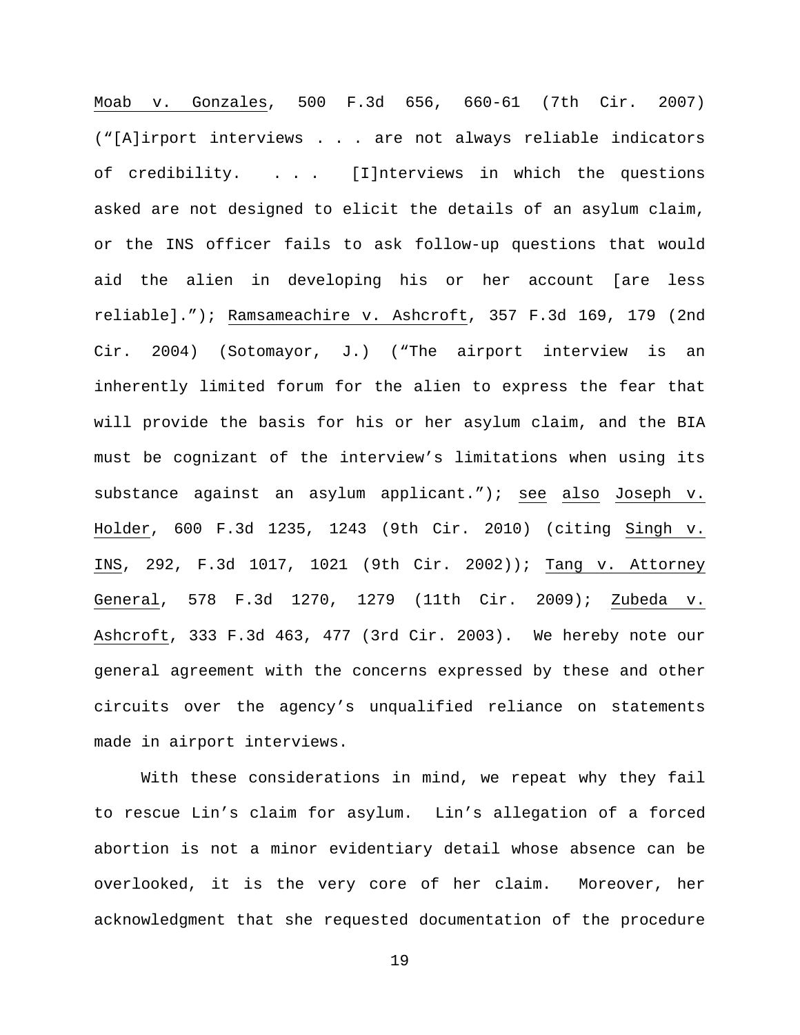Moab v. Gonzales, 500 F.3d 656, 660-61 (7th Cir. 2007) ("[A]irport interviews . . . are not always reliable indicators of credibility. . . . [I]nterviews in which the questions asked are not designed to elicit the details of an asylum claim, or the INS officer fails to ask follow-up questions that would aid the alien in developing his or her account [are less reliable]."); Ramsameachire v. Ashcroft, 357 F.3d 169, 179 (2nd Cir. 2004) (Sotomayor, J.) ("The airport interview is an inherently limited forum for the alien to express the fear that will provide the basis for his or her asylum claim, and the BIA must be cognizant of the interview's limitations when using its substance against an asylum applicant."); see also Joseph v. Holder, 600 F.3d 1235, 1243 (9th Cir. 2010) (citing Singh v. INS, 292, F.3d 1017, 1021 (9th Cir. 2002)); Tang v. Attorney General, 578 F.3d 1270, 1279 (11th Cir. 2009); Zubeda v. Ashcroft, 333 F.3d 463, 477 (3rd Cir. 2003). We hereby note our general agreement with the concerns expressed by these and other circuits over the agency's unqualified reliance on statements made in airport interviews.

With these considerations in mind, we repeat why they fail to rescue Lin's claim for asylum. Lin's allegation of a forced abortion is not a minor evidentiary detail whose absence can be overlooked, it is the very core of her claim. Moreover, her acknowledgment that she requested documentation of the procedure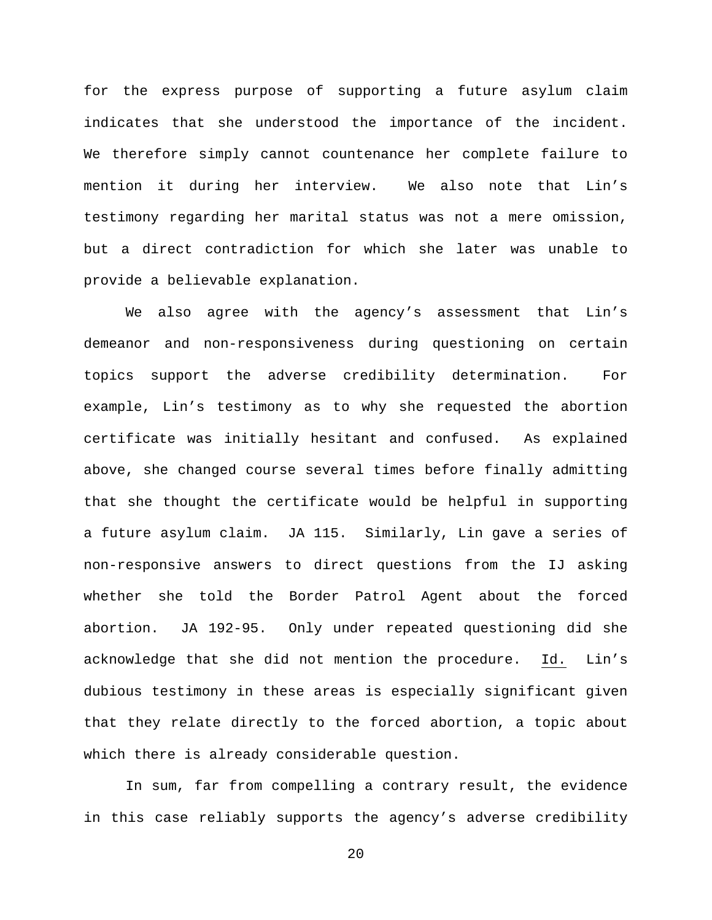for the express purpose of supporting a future asylum claim indicates that she understood the importance of the incident. We therefore simply cannot countenance her complete failure to mention it during her interview. We also note that Lin's testimony regarding her marital status was not a mere omission, but a direct contradiction for which she later was unable to provide a believable explanation.

We also agree with the agency's assessment that Lin's demeanor and non-responsiveness during questioning on certain topics support the adverse credibility determination. For example, Lin's testimony as to why she requested the abortion certificate was initially hesitant and confused. As explained above, she changed course several times before finally admitting that she thought the certificate would be helpful in supporting a future asylum claim. JA 115. Similarly, Lin gave a series of non-responsive answers to direct questions from the IJ asking whether she told the Border Patrol Agent about the forced abortion. JA 192-95. Only under repeated questioning did she acknowledge that she did not mention the procedure. Id. Lin's dubious testimony in these areas is especially significant given that they relate directly to the forced abortion, a topic about which there is already considerable question.

In sum, far from compelling a contrary result, the evidence in this case reliably supports the agency's adverse credibility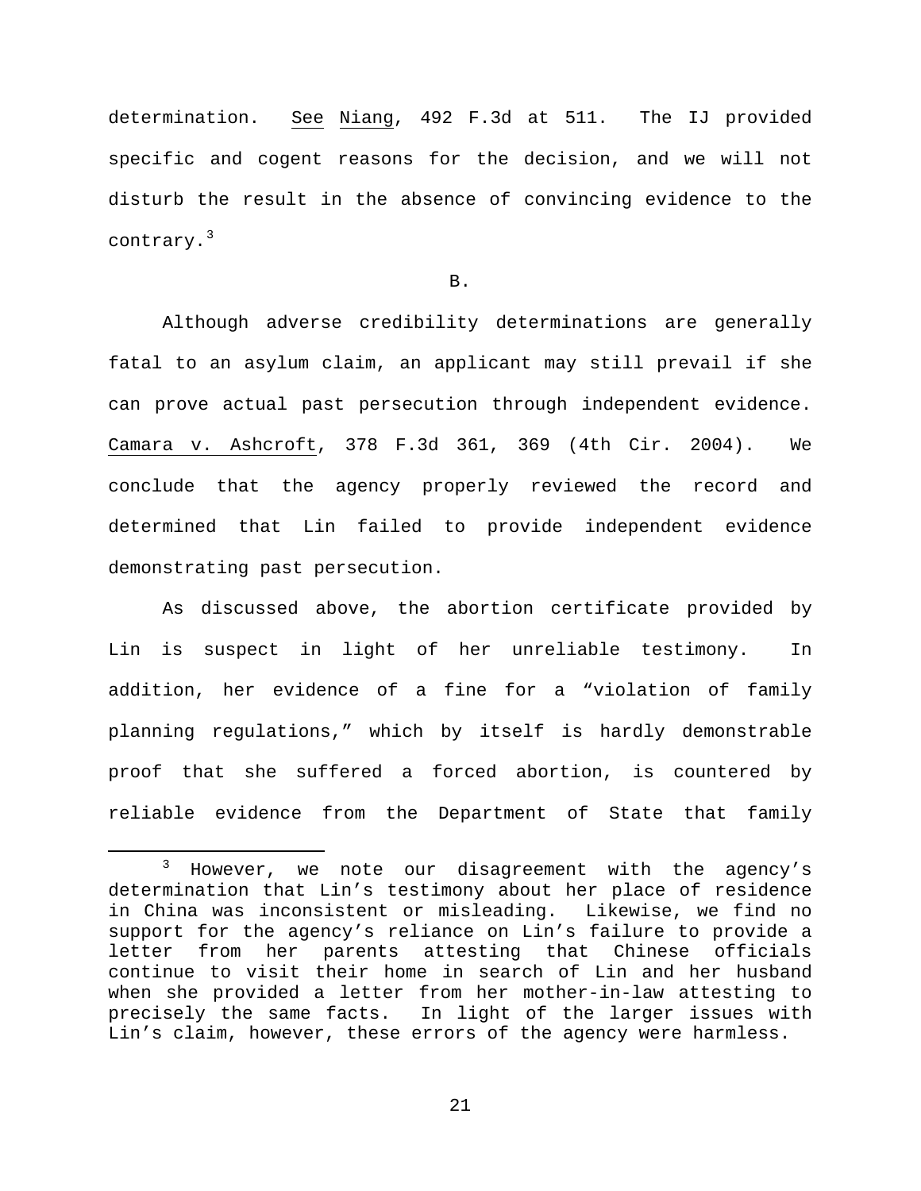determination. See Niang, 492 F.3d at 511. The IJ provided specific and cogent reasons for the decision, and we will not disturb the result in the absence of convincing evidence to the contrary.[3]

B.

Although adverse credibility determinations are generally fatal to an asylum claim, an applicant may still prevail if she can prove actual past persecution through independent evidence. Camara v. Ashcroft, 378 F.3d 361, 369 (4th Cir. 2004). We conclude that the agency properly reviewed the record and determined that Lin failed to provide independent evidence demonstrating past persecution.

As discussed above, the abortion certificate provided by Lin is suspect in light of her unreliable testimony. In addition, her evidence of a fine for a "violation of family planning regulations," which by itself is hardly demonstrable proof that she suffered a forced abortion, is countered by reliable evidence from the Department of State that family

[3] However, we note our disagreement with the agency's determination that Lin's testimony about her place of residence in China was inconsistent or misleading. Likewise, we find no support for the agency's reliance on Lin's failure to provide a letter from her parents attesting that Chinese officials continue to visit their home in search of Lin and her husband when she provided a letter from her mother-in-law attesting to precisely the same facts. In light of the larger issues with Lin's claim, however, these errors of the agency were harmless.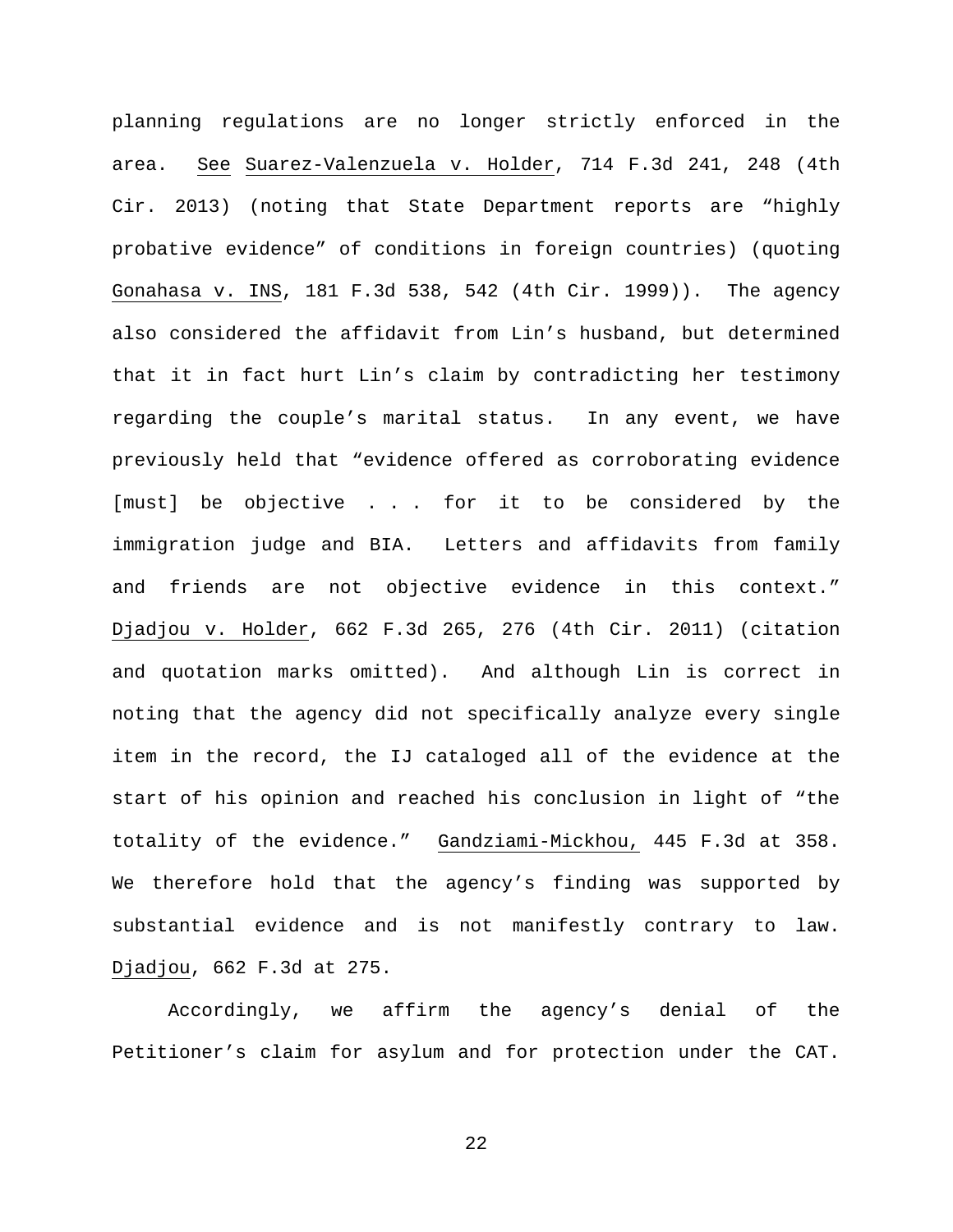planning regulations are no longer strictly enforced in the area. See Suarez-Valenzuela v. Holder, 714 F.3d 241, 248 (4th Cir. 2013) (noting that State Department reports are "highly probative evidence" of conditions in foreign countries) (quoting Gonahasa v. INS, 181 F.3d 538, 542 (4th Cir. 1999)). The agency also considered the affidavit from Lin's husband, but determined that it in fact hurt Lin's claim by contradicting her testimony regarding the couple's marital status. In any event, we have previously held that "evidence offered as corroborating evidence [must] be objective . . . for it to be considered by the immigration judge and BIA. Letters and affidavits from family and friends are not objective evidence in this context." Djadjou v. Holder, 662 F.3d 265, 276 (4th Cir. 2011) (citation and quotation marks omitted). And although Lin is correct in noting that the agency did not specifically analyze every single item in the record, the IJ cataloged all of the evidence at the start of his opinion and reached his conclusion in light of "the totality of the evidence." Gandziami-Mickhou, 445 F.3d at 358. We therefore hold that the agency's finding was supported by substantial evidence and is not manifestly contrary to law. Djadjou, 662 F.3d at 275.

Accordingly, we affirm the agency's denial of the Petitioner's claim for asylum and for protection under the CAT.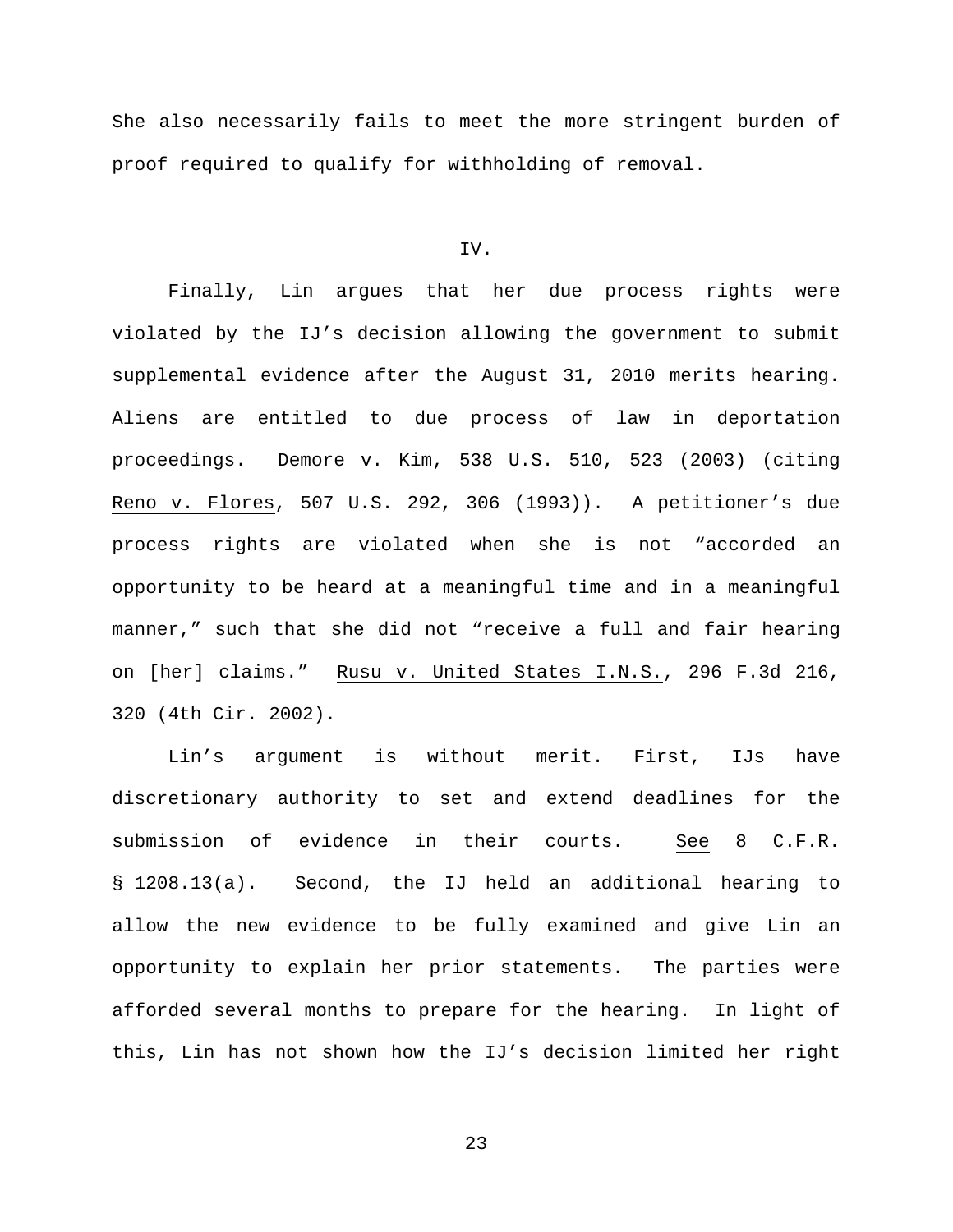She also necessarily fails to meet the more stringent burden of proof required to qualify for withholding of removal.

IV.

Finally, Lin argues that her due process rights were violated by the IJ's decision allowing the government to submit supplemental evidence after the August 31, 2010 merits hearing. Aliens are entitled to due process of law in deportation proceedings. Demore v. Kim, 538 U.S. 510, 523 (2003) (citing Reno v. Flores, 507 U.S. 292, 306 (1993)). A petitioner's due process rights are violated when she is not "accorded an opportunity to be heard at a meaningful time and in a meaningful manner," such that she did not "receive a full and fair hearing on [her] claims." Rusu v. United States I.N.S., 296 F.3d 216, 320 (4th Cir. 2002).

Lin's argument is without merit. First, IJs have discretionary authority to set and extend deadlines for the submission of evidence in their courts. See 8 C.F.R. § 1208.13(a). Second, the IJ held an additional hearing to allow the new evidence to be fully examined and give Lin an opportunity to explain her prior statements. The parties were afforded several months to prepare for the hearing. In light of this, Lin has not shown how the IJ's decision limited her right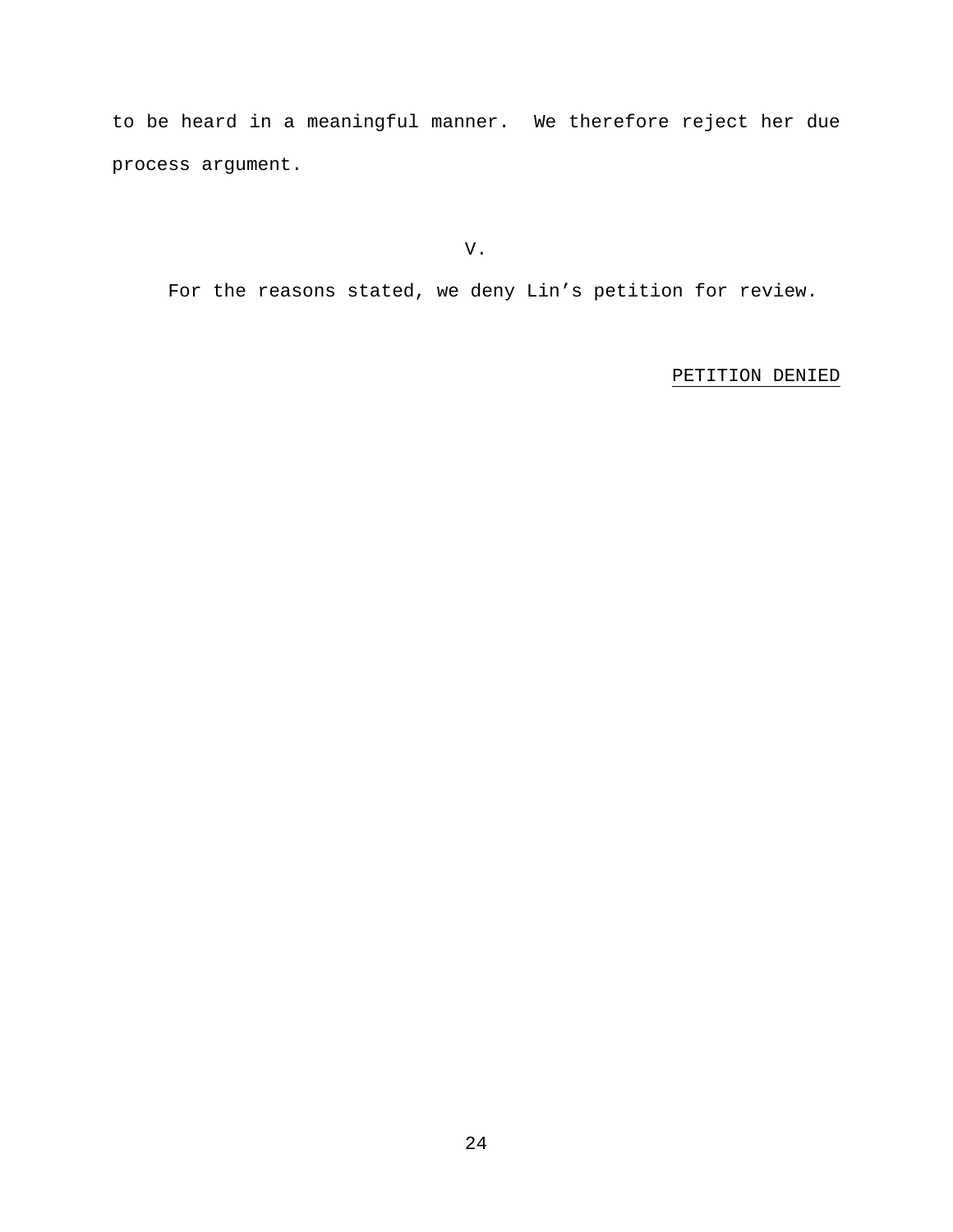to be heard in a meaningful manner. We therefore reject her due process argument.

## V.

For the reasons stated, we deny Lin's petition for review.

PETITION DENIED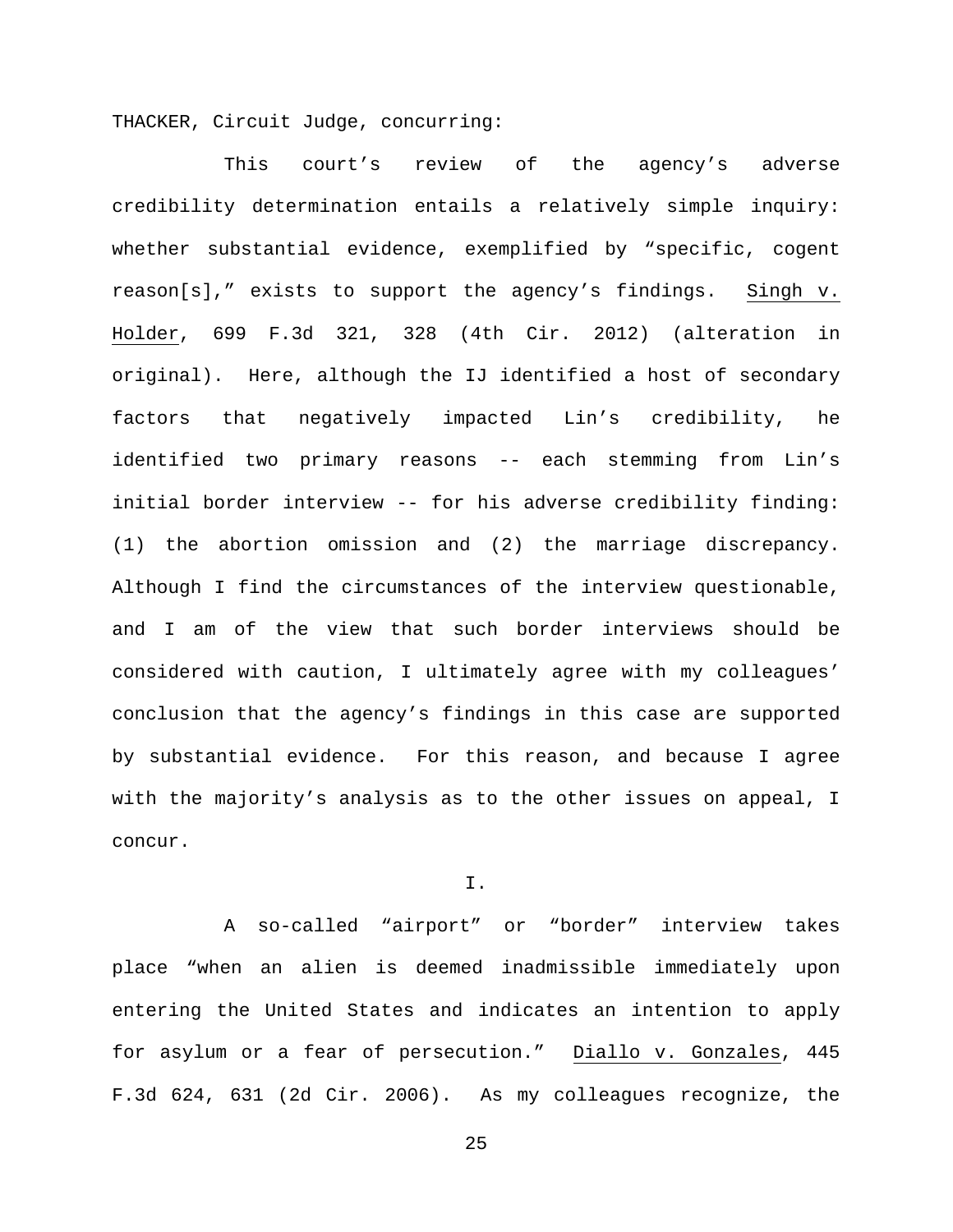THACKER, Circuit Judge, concurring:

This court's review of the agency's adverse credibility determination entails a relatively simple inquiry: whether substantial evidence, exemplified by "specific, cogent reason[s]," exists to support the agency's findings. Singh v. Holder, 699 F.3d 321, 328 (4th Cir. 2012) (alteration in original). Here, although the IJ identified a host of secondary factors that negatively impacted Lin's credibility, he identified two primary reasons -- each stemming from Lin's initial border interview -- for his adverse credibility finding: (1) the abortion omission and (2) the marriage discrepancy. Although I find the circumstances of the interview questionable, and I am of the view that such border interviews should be considered with caution, I ultimately agree with my colleagues' conclusion that the agency's findings in this case are supported by substantial evidence. For this reason, and because I agree with the majority's analysis as to the other issues on appeal, I concur.

## I.

A so-called "airport" or "border" interview takes place "when an alien is deemed inadmissible immediately upon entering the United States and indicates an intention to apply for asylum or a fear of persecution." Diallo v. Gonzales, 445 F.3d 624, 631 (2d Cir. 2006). As my colleagues recognize, the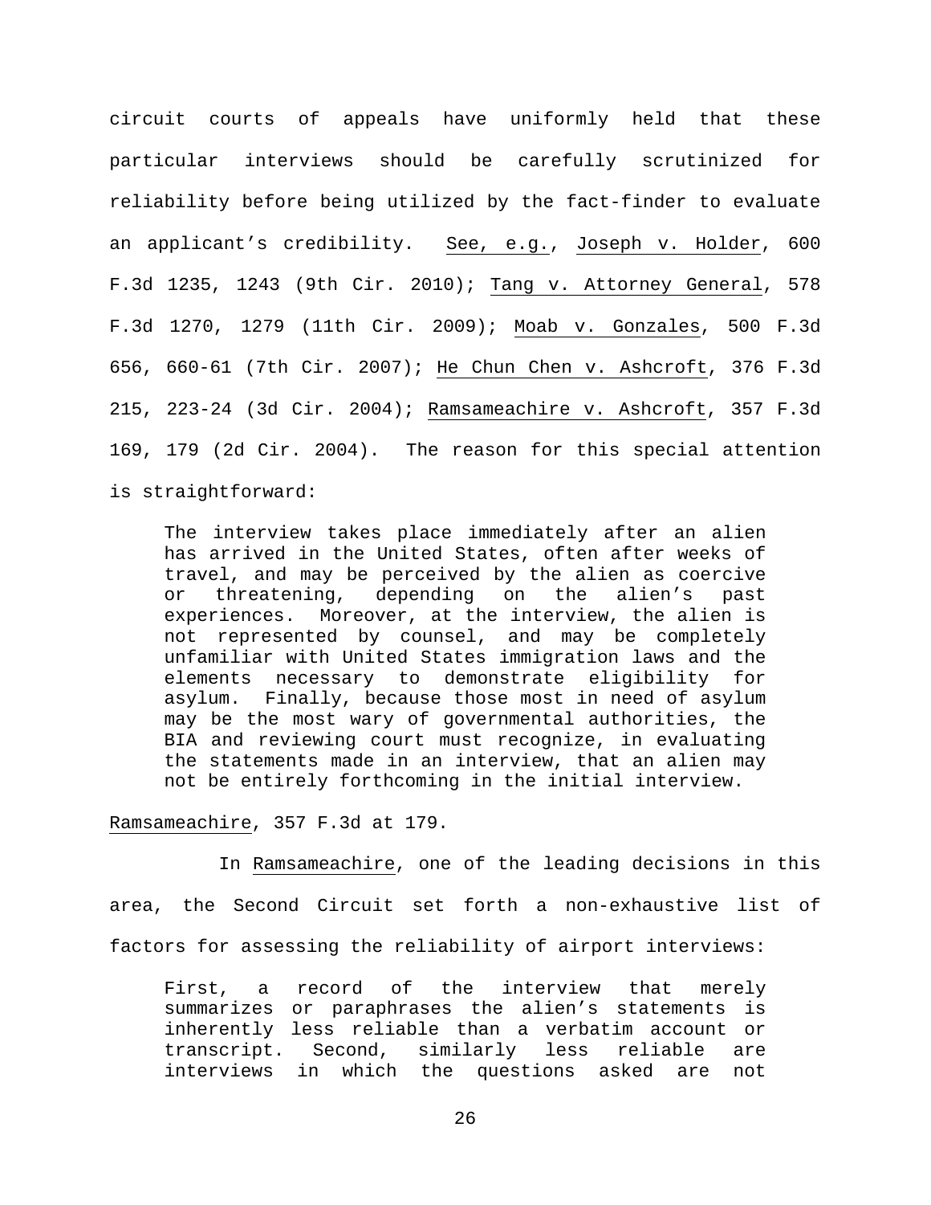circuit courts of appeals have uniformly held that these particular interviews should be carefully scrutinized for reliability before being utilized by the fact-finder to evaluate an applicant's credibility. See, e.g., Joseph v. Holder, 600 F.3d 1235, 1243 (9th Cir. 2010); Tang v. Attorney General, 578 F.3d 1270, 1279 (11th Cir. 2009); Moab v. Gonzales, 500 F.3d 656, 660-61 (7th Cir. 2007); He Chun Chen v. Ashcroft, 376 F.3d 215, 223-24 (3d Cir. 2004); Ramsameachire v. Ashcroft, 357 F.3d 169, 179 (2d Cir. 2004). The reason for this special attention is straightforward:

> The interview takes place immediately after an alien has arrived in the United States, often after weeks of travel, and may be perceived by the alien as coercive or threatening, depending on the alien's past experiences. Moreover, at the interview, the alien is not represented by counsel, and may be completely unfamiliar with United States immigration laws and the elements necessary to demonstrate eligibility for asylum. Finally, because those most in need of asylum may be the most wary of governmental authorities, the BIA and reviewing court must recognize, in evaluating the statements made in an interview, that an alien may not be entirely forthcoming in the initial interview.

Ramsameachire, 357 F.3d at 179.

In Ramsameachire, one of the leading decisions in this area, the Second Circuit set forth a non-exhaustive list of factors for assessing the reliability of airport interviews:

> First, a record of the interview that merely summarizes or paraphrases the alien's statements is inherently less reliable than a verbatim account or transcript. Second, similarly less reliable are interviews in which the questions asked are not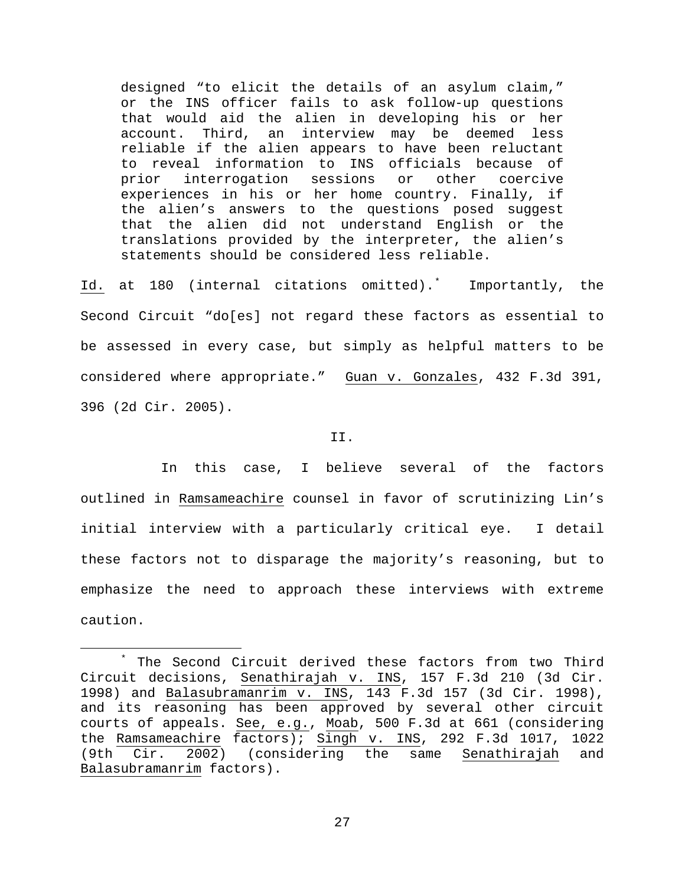> designed "to elicit the details of an asylum claim," or the INS officer fails to ask follow-up questions that would aid the alien in developing his or her account. Third, an interview may be deemed less reliable if the alien appears to have been reluctant to reveal information to INS officials because of prior interrogation sessions or other coercive experiences in his or her home country. Finally, if the alien's answers to the questions posed suggest that the alien did not understand English or the translations provided by the interpreter, the alien's statements should be considered less reliable.

Id. at 180 (internal citations omitted).* Importantly, the Second Circuit "do[es] not regard these factors as essential to be assessed in every case, but simply as helpful matters to be considered where appropriate." Guan v. Gonzales, 432 F.3d 391, 396 (2d Cir. 2005).

II.

In this case, I believe several of the factors outlined in Ramsameachire counsel in favor of scrutinizing Lin's initial interview with a particularly critical eye. I detail these factors not to disparage the majority's reasoning, but to emphasize the need to approach these interviews with extreme caution.

---

* The Second Circuit derived these factors from two Third Circuit decisions, Senathirajah v. INS, 157 F.3d 210 (3d Cir. 1998) and Balasubramanrim v. INS, 143 F.3d 157 (3d Cir. 1998), and its reasoning has been approved by several other circuit courts of appeals. See, e.g., Moab, 500 F.3d at 661 (considering the Ramsameachire factors); Singh v. INS, 292 F.3d 1017, 1022 (9th Cir. 2002) (considering the same Senathirajah and Balasubramanrim factors).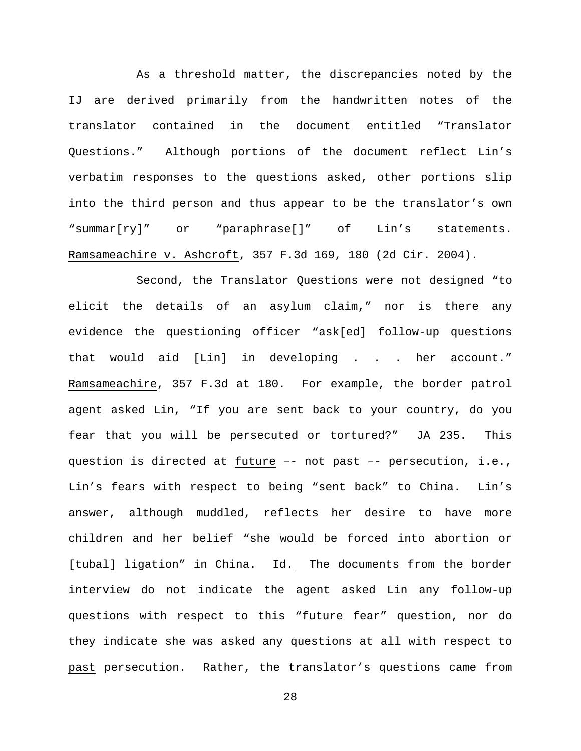As a threshold matter, the discrepancies noted by the IJ are derived primarily from the handwritten notes of the translator contained in the document entitled "Translator Questions." Although portions of the document reflect Lin's verbatim responses to the questions asked, other portions slip into the third person and thus appear to be the translator's own "summar[ry]" or "paraphrase[]" of Lin's statements. Ramsameachire v. Ashcroft, 357 F.3d 169, 180 (2d Cir. 2004).

Second, the Translator Questions were not designed "to elicit the details of an asylum claim," nor is there any evidence the questioning officer "ask[ed] follow-up questions that would aid [Lin] in developing . . . her account." Ramsameachire, 357 F.3d at 180. For example, the border patrol agent asked Lin, "If you are sent back to your country, do you fear that you will be persecuted or tortured?" JA 235. This question is directed at future –- not past –- persecution, i.e., Lin's fears with respect to being "sent back" to China. Lin's answer, although muddled, reflects her desire to have more children and her belief "she would be forced into abortion or [tubal] ligation" in China. Id. The documents from the border interview do not indicate the agent asked Lin any follow-up questions with respect to this "future fear" question, nor do they indicate she was asked any questions at all with respect to past persecution. Rather, the translator's questions came from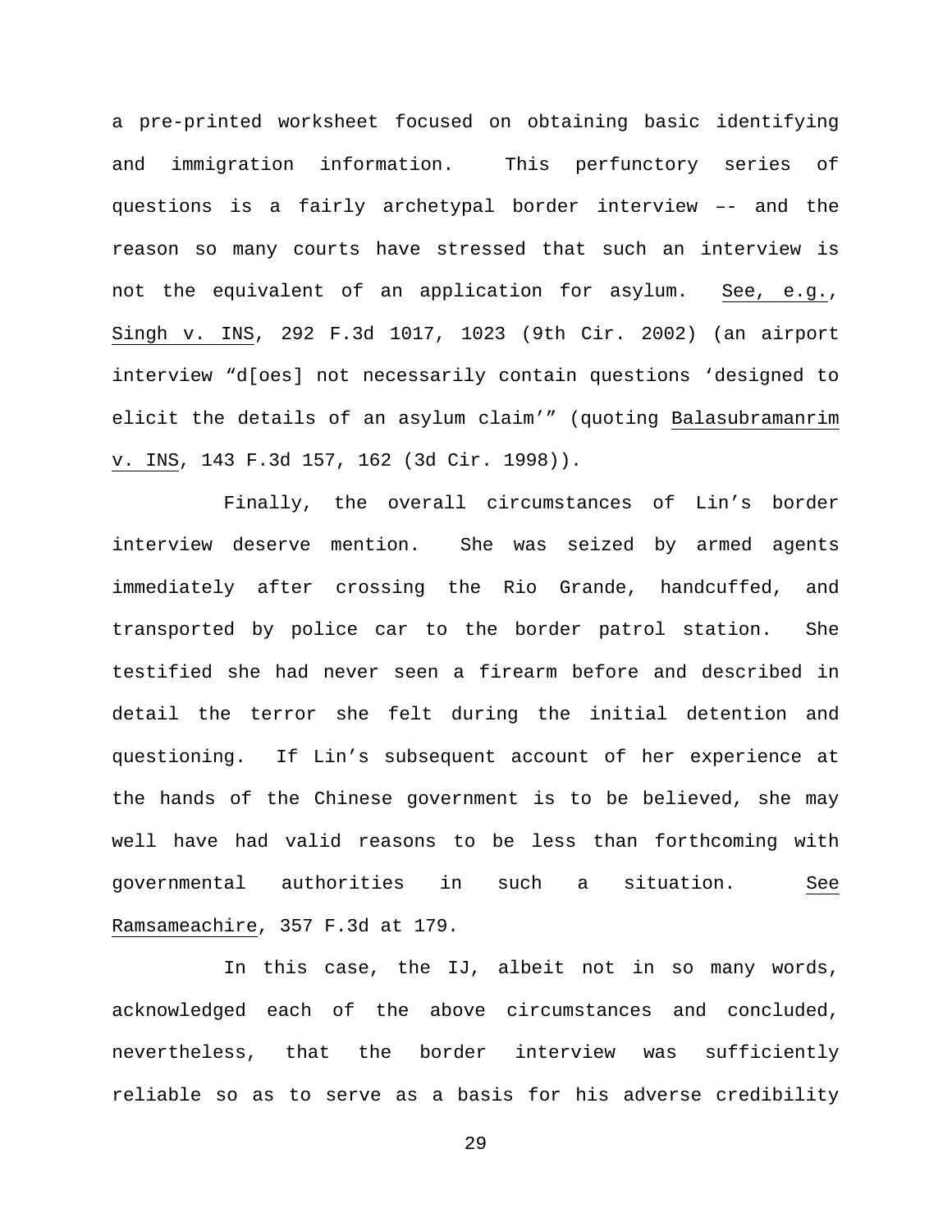a pre-printed worksheet focused on obtaining basic identifying and immigration information. This perfunctory series of questions is a fairly archetypal border interview –– and the reason so many courts have stressed that such an interview is not the equivalent of an application for asylum. See, e.g., Singh v. INS, 292 F.3d 1017, 1023 (9th Cir. 2002) (an airport interview "d[oes] not necessarily contain questions 'designed to elicit the details of an asylum claim'" (quoting Balasubramanrim v. INS, 143 F.3d 157, 162 (3d Cir. 1998)).

Finally, the overall circumstances of Lin's border interview deserve mention. She was seized by armed agents immediately after crossing the Rio Grande, handcuffed, and transported by police car to the border patrol station. She testified she had never seen a firearm before and described in detail the terror she felt during the initial detention and questioning. If Lin's subsequent account of her experience at the hands of the Chinese government is to be believed, she may well have had valid reasons to be less than forthcoming with governmental authorities in such a situation. See Ramsameachire, 357 F.3d at 179.

In this case, the IJ, albeit not in so many words, acknowledged each of the above circumstances and concluded, nevertheless, that the border interview was sufficiently reliable so as to serve as a basis for his adverse credibility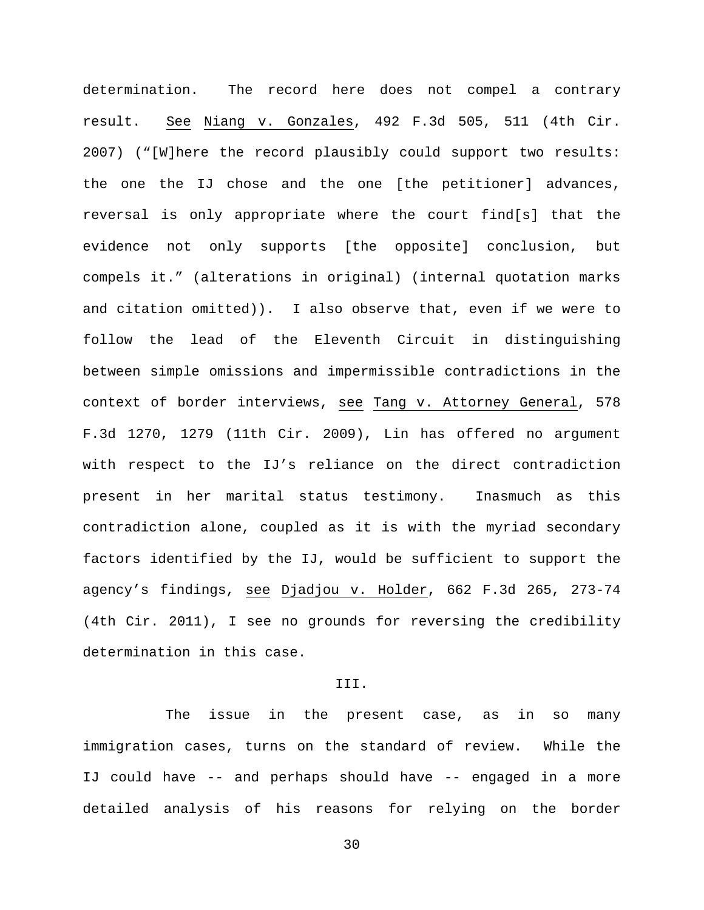determination. The record here does not compel a contrary result. See Niang v. Gonzales, 492 F.3d 505, 511 (4th Cir. 2007) ("[W]here the record plausibly could support two results: the one the IJ chose and the one [the petitioner] advances, reversal is only appropriate where the court find[s] that the evidence not only supports [the opposite] conclusion, but compels it." (alterations in original) (internal quotation marks and citation omitted)). I also observe that, even if we were to follow the lead of the Eleventh Circuit in distinguishing between simple omissions and impermissible contradictions in the context of border interviews, see Tang v. Attorney General, 578 F.3d 1270, 1279 (11th Cir. 2009), Lin has offered no argument with respect to the IJ's reliance on the direct contradiction present in her marital status testimony. Inasmuch as this contradiction alone, coupled as it is with the myriad secondary factors identified by the IJ, would be sufficient to support the agency's findings, see Djadjou v. Holder, 662 F.3d 265, 273-74 (4th Cir. 2011), I see no grounds for reversing the credibility determination in this case.

## III.

The issue in the present case, as in so many immigration cases, turns on the standard of review. While the IJ could have -- and perhaps should have -- engaged in a more detailed analysis of his reasons for relying on the border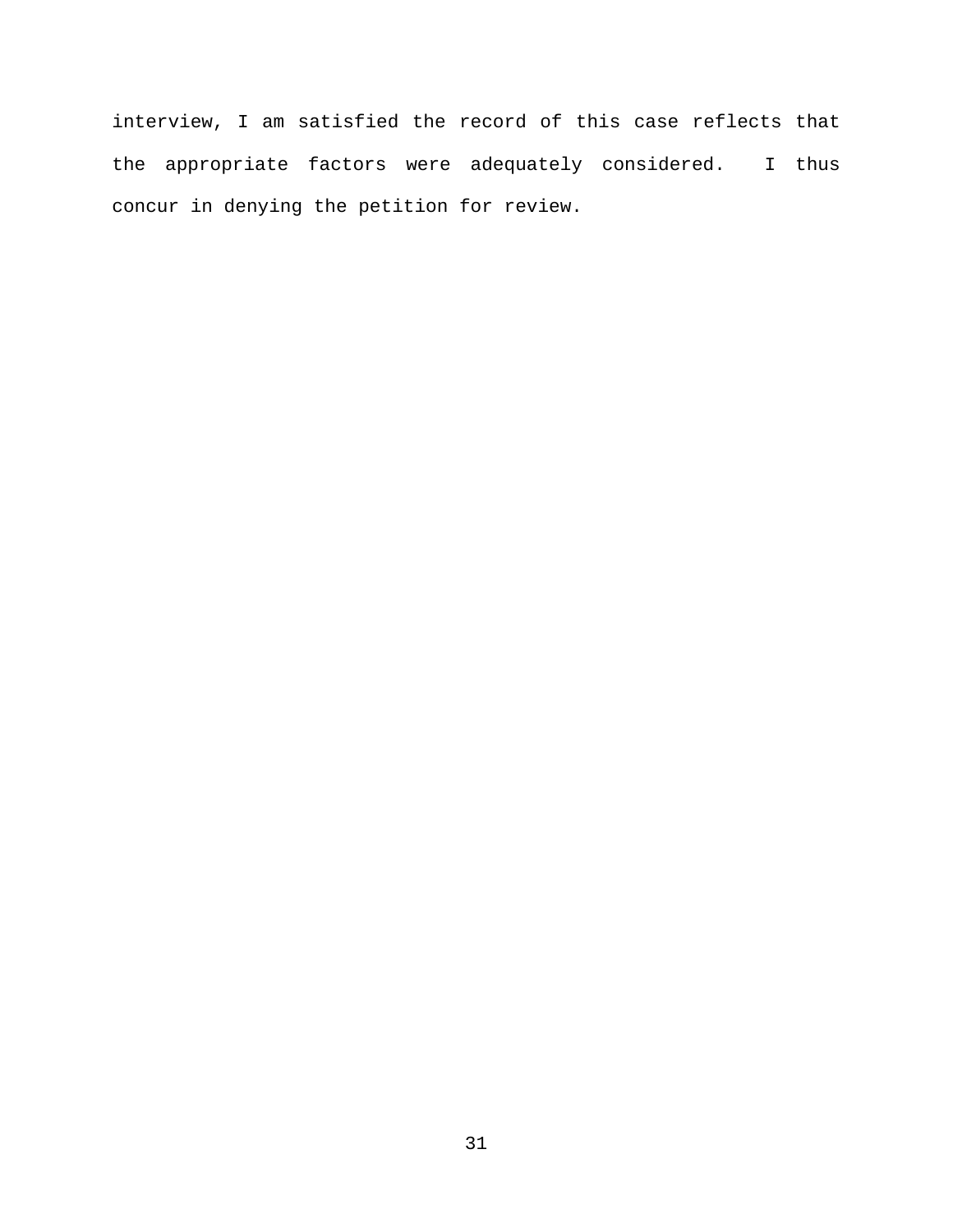interview, I am satisfied the record of this case reflects that the appropriate factors were adequately considered. I thus concur in denying the petition for review.